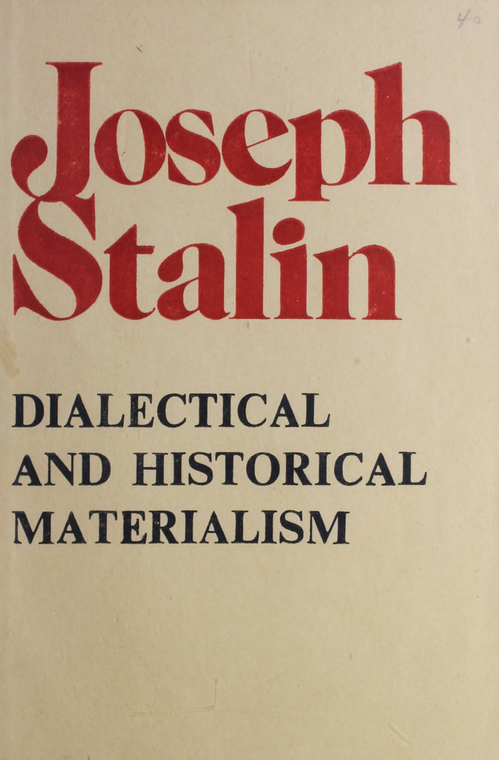# Joseph Stalin

## DIALECTICAL AND HISTORICAL MATERIALISM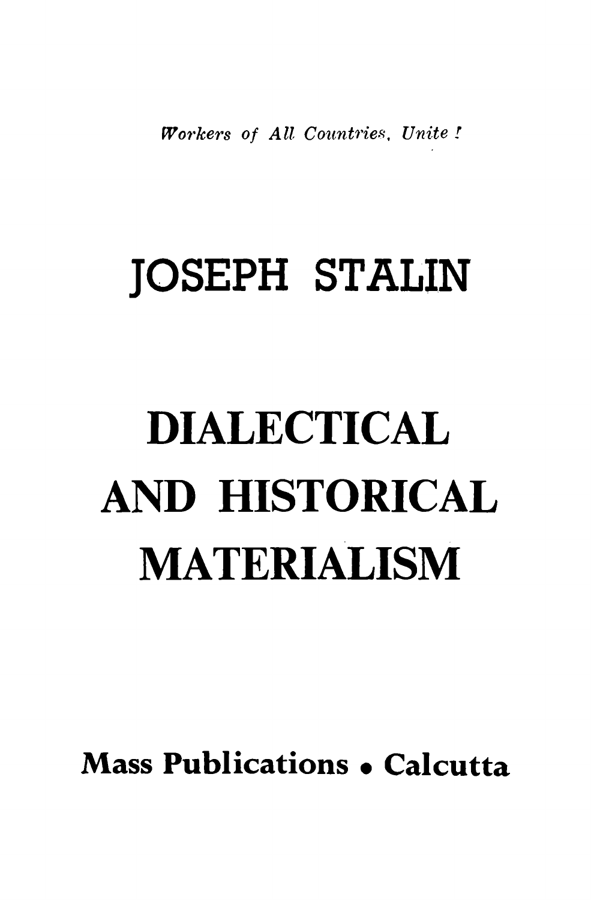*Workers of All Countries, Unite!*

# JOSEPH STALIN

# DIALECTICAL AND HISTORICAL MATERIALISM

**Mass Publications • Calcutta**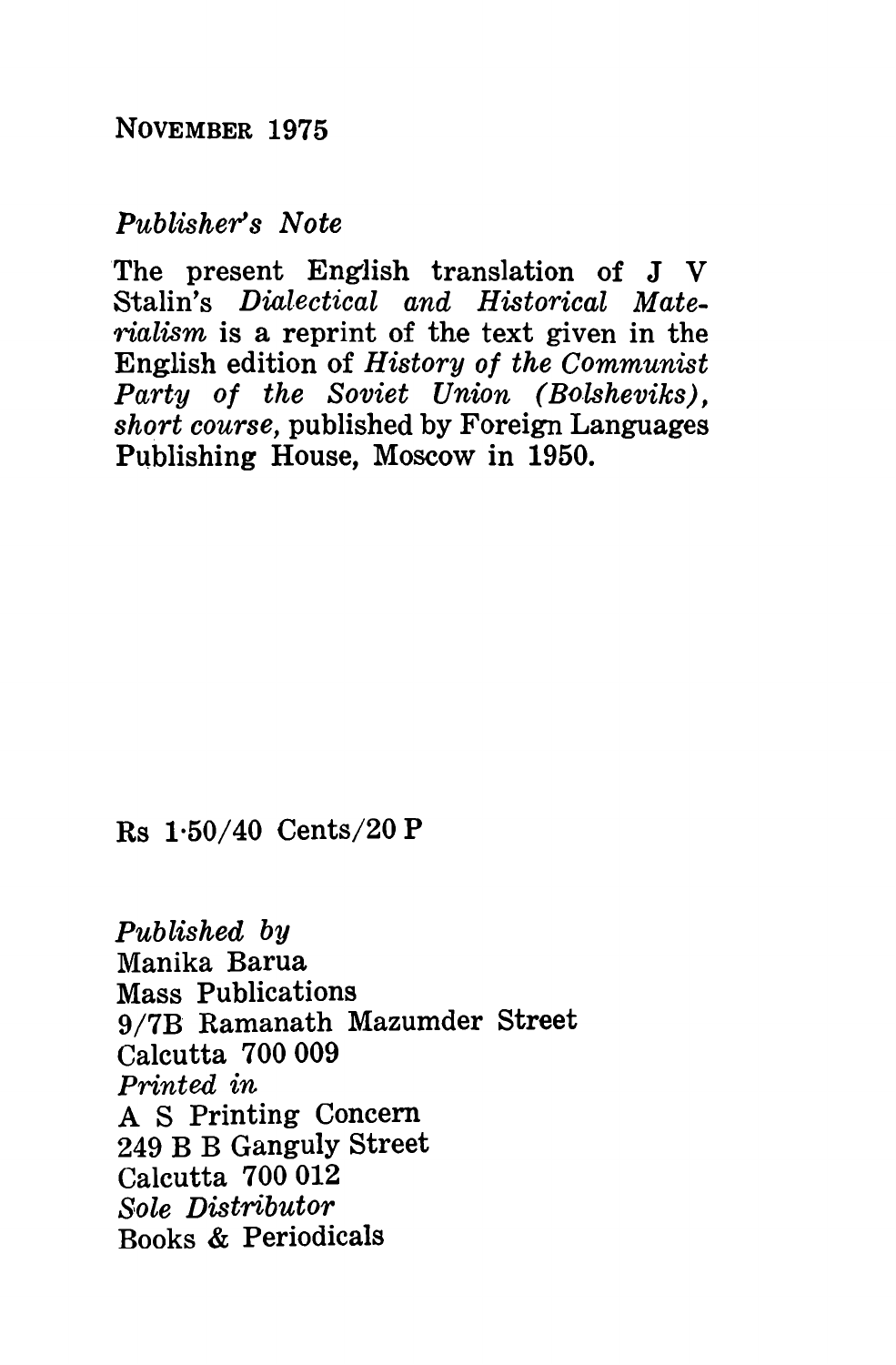NOVEMBER 1975

*Publisher's Note*

The present English translation of J V Stalin's *Dialectical and Historical Materialism* is a reprint of the text given in the English edition of *History of the Communist Party of the Soviet Union (Bolsheviks), short course,* published by Foreign Languages Publishing House, Moscow in 1950.

Rs 1·50/40 Cents/20 P

*Published by*
Manika Barua
Mass Publications
9/7B Ramanath Mazumder Street
Calcutta 700 009
*Printed in*
A S Printing Concern
249 B B Ganguly Street
Calcutta 700 012
*Sole Distributor*
Books & Periodicals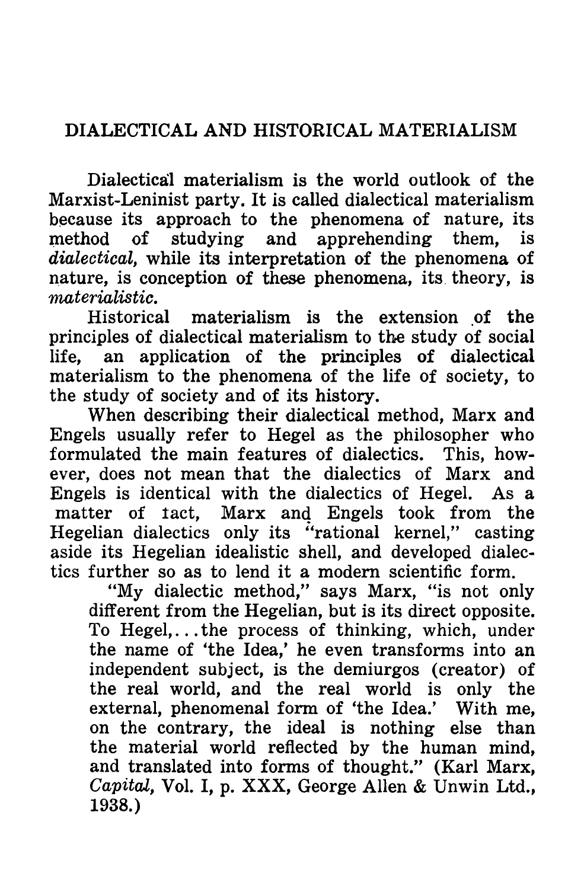# DIALECTICAL AND HISTORICAL MATERIALISM

Dialectical materialism is the world outlook of the Marxist-Leninist party. It is called dialectical materialism because its approach to the phenomena of nature, its method of studying and apprehending them, is *dialectical*, while its interpretation of the phenomena of nature, is conception of these phenomena, its theory, is *materialistic*.

Historical materialism is the extension of the principles of dialectical materialism to the study of social life, an application of the principles of dialectical materialism to the phenomena of the life of society, to the study of society and of its history.

When describing their dialectical method, Marx and Engels usually refer to Hegel as the philosopher who formulated the main features of dialectics. This, however, does not mean that the dialectics of Marx and Engels is identical with the dialectics of Hegel. As a matter of fact, Marx and Engels took from the Hegelian dialectics only its "rational kernel," casting aside its Hegelian idealistic shell, and developed dialectics further so as to lend it a modern scientific form.

> "My dialectic method," says Marx, "is not only different from the Hegelian, but is its direct opposite. To Hegel,...the process of thinking, which, under the name of 'the Idea,' he even transforms into an independent subject, is the demiurgos (creator) of the real world, and the real world is only the external, phenomenal form of 'the Idea.' With me, on the contrary, the ideal is nothing else than the material world reflected by the human mind, and translated into forms of thought." (Karl Marx, *Capital*, Vol. I, p. XXX, George Allen & Unwin Ltd., 1938.)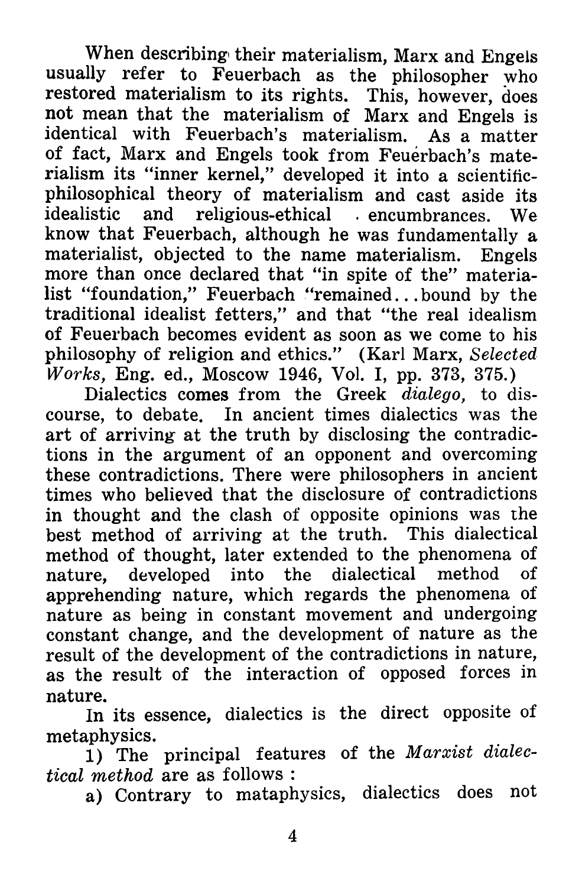When describing their materialism, Marx and Engels usually refer to Feuerbach as the philosopher who restored materialism to its rights. This, however, does not mean that the materialism of Marx and Engels is identical with Feuerbach's materialism. As a matter of fact, Marx and Engels took from Feuerbach's materialism its "inner kernel," developed it into a scientific-philosophical theory of materialism and cast aside its idealistic and religious-ethical encumbrances. We know that Feuerbach, although he was fundamentally a materialist, objected to the name materialism. Engels more than once declared that "in spite of the" materialist "foundation," Feuerbach "remained...bound by the traditional idealist fetters," and that "the real idealism of Feuerbach becomes evident as soon as we come to his philosophy of religion and ethics." (Karl Marx, *Selected Works,* Eng. ed., Moscow 1946, Vol. I, pp. 373, 375.)

Dialectics comes from the Greek *dialego,* to discourse, to debate. In ancient times dialectics was the art of arriving at the truth by disclosing the contradictions in the argument of an opponent and overcoming these contradictions. There were philosophers in ancient times who believed that the disclosure of contradictions in thought and the clash of opposite opinions was the best method of arriving at the truth. This dialectical method of thought, later extended to the phenomena of nature, developed into the dialectical method of apprehending nature, which regards the phenomena of nature as being in constant movement and undergoing constant change, and the development of nature as the result of the development of the contradictions in nature, as the result of the interaction of opposed forces in nature.

In its essence, dialectics is the direct opposite of metaphysics.

1) The principal features of the *Marxist dialectical method* are as follows :

a) Contrary to mataphysics, dialectics does not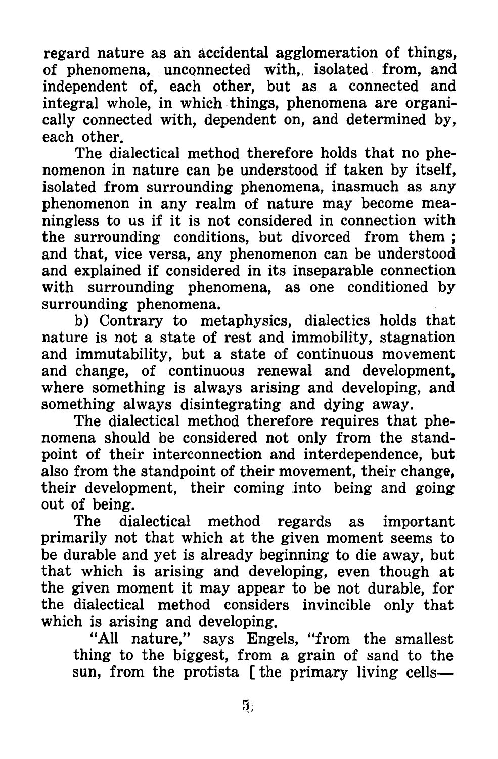regard nature as an accidental agglomeration of things, of phenomena, unconnected with, isolated from, and independent of, each other, but as a connected and integral whole, in which things, phenomena are organically connected with, dependent on, and determined by, each other.

The dialectical method therefore holds that no phenomenon in nature can be understood if taken by itself, isolated from surrounding phenomena, inasmuch as any phenomenon in any realm of nature may become meaningless to us if it is not considered in connection with the surrounding conditions, but divorced from them ; and that, vice versa, any phenomenon can be understood and explained if considered in its inseparable connection with surrounding phenomena, as one conditioned by surrounding phenomena.

b) Contrary to metaphysics, dialectics holds that nature is not a state of rest and immobility, stagnation and immutability, but a state of continuous movement and change, of continuous renewal and development, where something is always arising and developing, and something always disintegrating and dying away.

The dialectical method therefore requires that phenomena should be considered not only from the standpoint of their interconnection and interdependence, but also from the standpoint of their movement, their change, their development, their coming into being and going out of being.

The dialectical method regards as important primarily not that which at the given moment seems to be durable and yet is already beginning to die away, but that which is arising and developing, even though at the given moment it may appear to be not durable, for the dialectical method considers invincible only that which is arising and developing.

> "All nature," says Engels, "from the smallest thing to the biggest, from a grain of sand to the sun, from the protista [the primary living cells—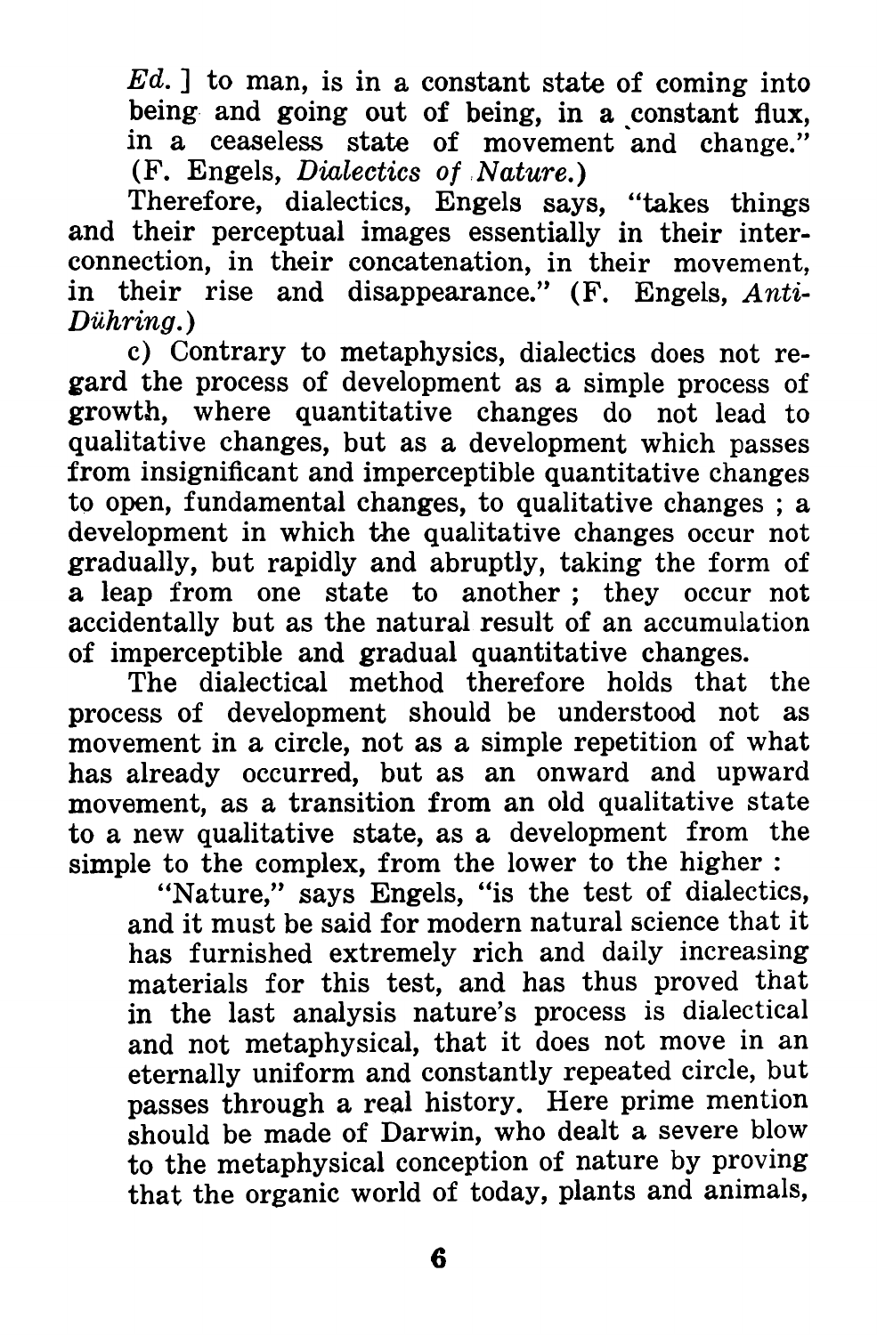*Ed.* ] to man, is in a constant state of coming into being and going out of being, in a constant flux, in a ceaseless state of movement and change." (F. Engels, *Dialectics of Nature.*)

Therefore, dialectics, Engels says, "takes things and their perceptual images essentially in their interconnection, in their concatenation, in their movement, in their rise and disappearance." (F. Engels, *Anti-Dühring.*)

c) Contrary to metaphysics, dialectics does not regard the process of development as a simple process of growth, where quantitative changes do not lead to qualitative changes, but as a development which passes from insignificant and imperceptible quantitative changes to open, fundamental changes, to qualitative changes ; a development in which the qualitative changes occur not gradually, but rapidly and abruptly, taking the form of a leap from one state to another ; they occur not accidentally but as the natural result of an accumulation of imperceptible and gradual quantitative changes.

The dialectical method therefore holds that the process of development should be understood not as movement in a circle, not as a simple repetition of what has already occurred, but as an onward and upward movement, as a transition from an old qualitative state to a new qualitative state, as a development from the simple to the complex, from the lower to the higher :

> "Nature," says Engels, "is the test of dialectics, and it must be said for modern natural science that it has furnished extremely rich and daily increasing materials for this test, and has thus proved that in the last analysis nature's process is dialectical and not metaphysical, that it does not move in an eternally uniform and constantly repeated circle, but passes through a real history. Here prime mention should be made of Darwin, who dealt a severe blow to the metaphysical conception of nature by proving that the organic world of today, plants and animals,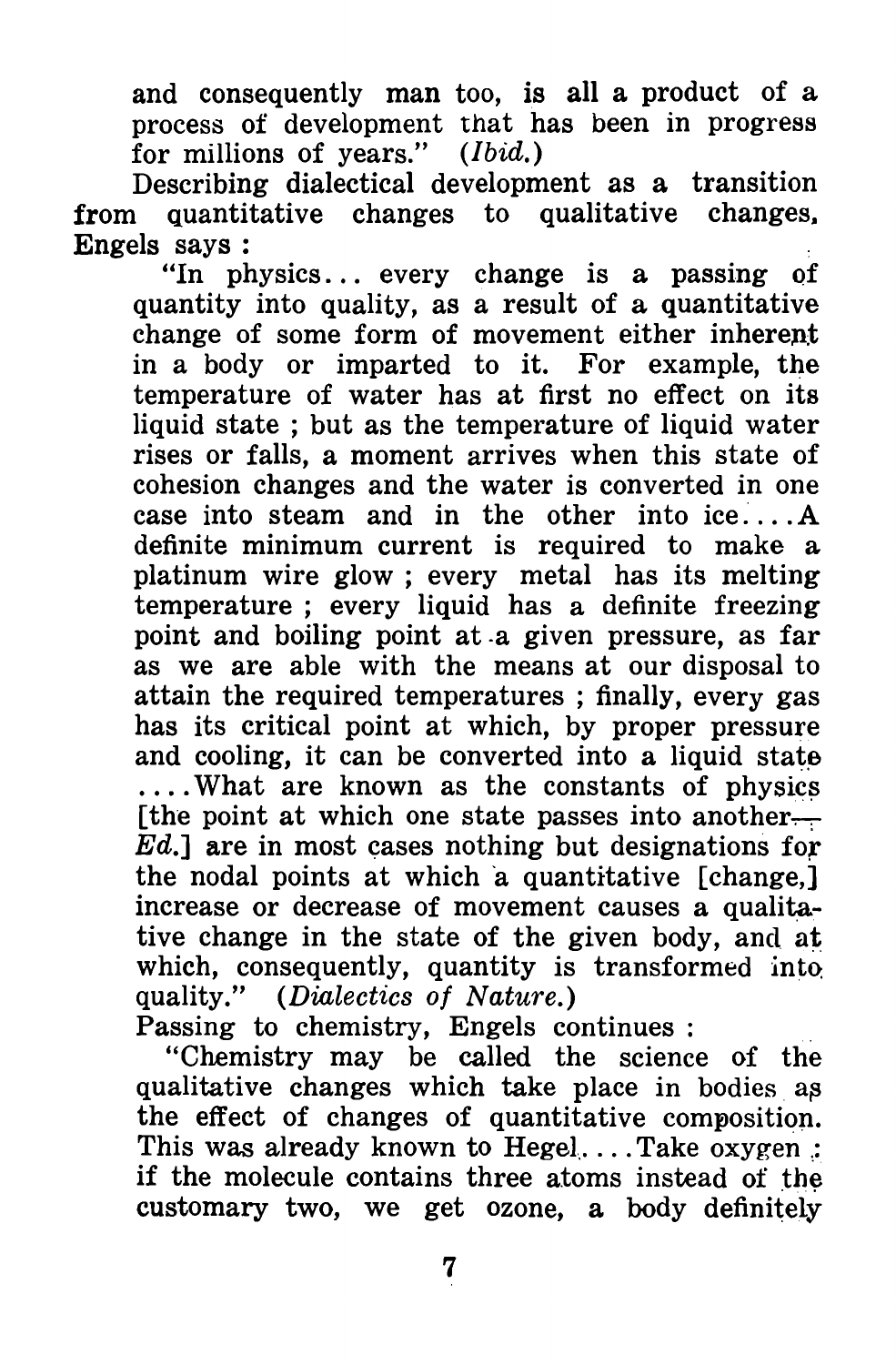and consequently man too, is all a product of a process of development that has been in progress for millions of years." (*Ibid.*)

Describing dialectical development as a transition from quantitative changes to qualitative changes, Engels says :

> "In physics... every change is a passing of quantity into quality, as a result of a quantitative change of some form of movement either inherent in a body or imparted to it. For example, the temperature of water has at first no effect on its liquid state ; but as the temperature of liquid water rises or falls, a moment arrives when this state of cohesion changes and the water is converted in one case into steam and in the other into ice....A definite minimum current is required to make a platinum wire glow ; every metal has its melting temperature ; every liquid has a definite freezing point and boiling point at a given pressure, as far as we are able with the means at our disposal to attain the required temperatures ; finally, every gas has its critical point at which, by proper pressure and cooling, it can be converted into a liquid state ....What are known as the constants of physics [the point at which one state passes into another—*Ed.*] are in most cases nothing but designations for the nodal points at which a quantitative [change,] increase or decrease of movement causes a qualitative change in the state of the given body, and at which, consequently, quantity is transformed into quality." (*Dialectics of Nature.*)

Passing to chemistry, Engels continues :

> "Chemistry may be called the science of the qualitative changes which take place in bodies as the effect of changes of quantitative composition. This was already known to Hegel....Take oxygen : if the molecule contains three atoms instead of the customary two, we get ozone, a body definitely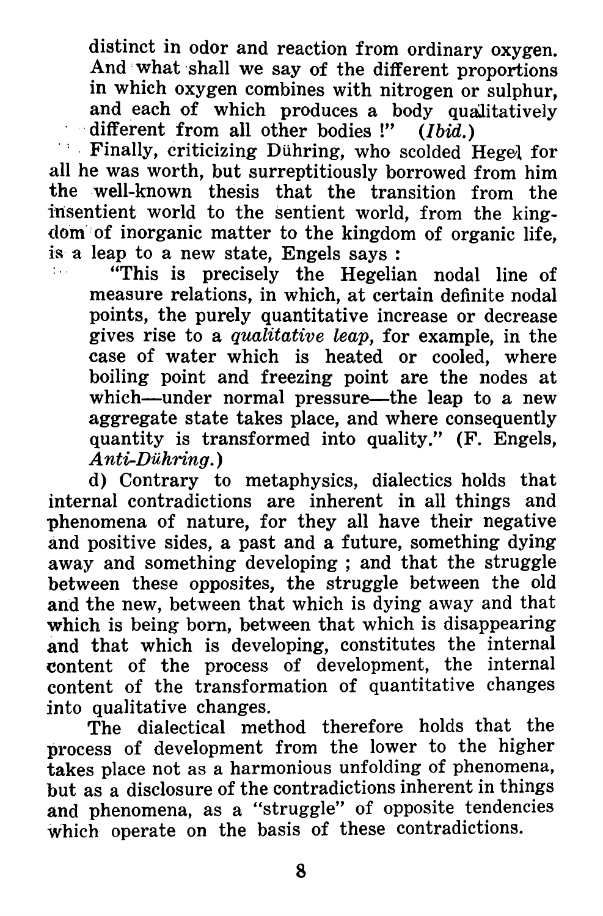distinct in odor and reaction from ordinary oxygen. And what shall we say of the different proportions in which oxygen combines with nitrogen or sulphur, and each of which produces a body qualitatively different from all other bodies !" (*Ibid.*)

Finally, criticizing Dühring, who scolded Hegel for all he was worth, but surreptitiously borrowed from him the well-known thesis that the transition from the insentient world to the sentient world, from the kingdom of inorganic matter to the kingdom of organic life, is a leap to a new state, Engels says :

> "This is precisely the Hegelian nodal line of measure relations, in which, at certain definite nodal points, the purely quantitative increase or decrease gives rise to a *qualitative leap*, for example, in the case of water which is heated or cooled, where boiling point and freezing point are the nodes at which—under normal pressure—the leap to a new aggregate state takes place, and where consequently quantity is transformed into quality." (F. Engels, *Anti-Dühring.*)

d) Contrary to metaphysics, dialectics holds that internal contradictions are inherent in all things and phenomena of nature, for they all have their negative and positive sides, a past and a future, something dying away and something developing ; and that the struggle between these opposites, the struggle between the old and the new, between that which is dying away and that which is being born, between that which is disappearing and that which is developing, constitutes the internal content of the process of development, the internal content of the transformation of quantitative changes into qualitative changes.

The dialectical method therefore holds that the process of development from the lower to the higher takes place not as a harmonious unfolding of phenomena, but as a disclosure of the contradictions inherent in things and phenomena, as a "struggle" of opposite tendencies which operate on the basis of these contradictions.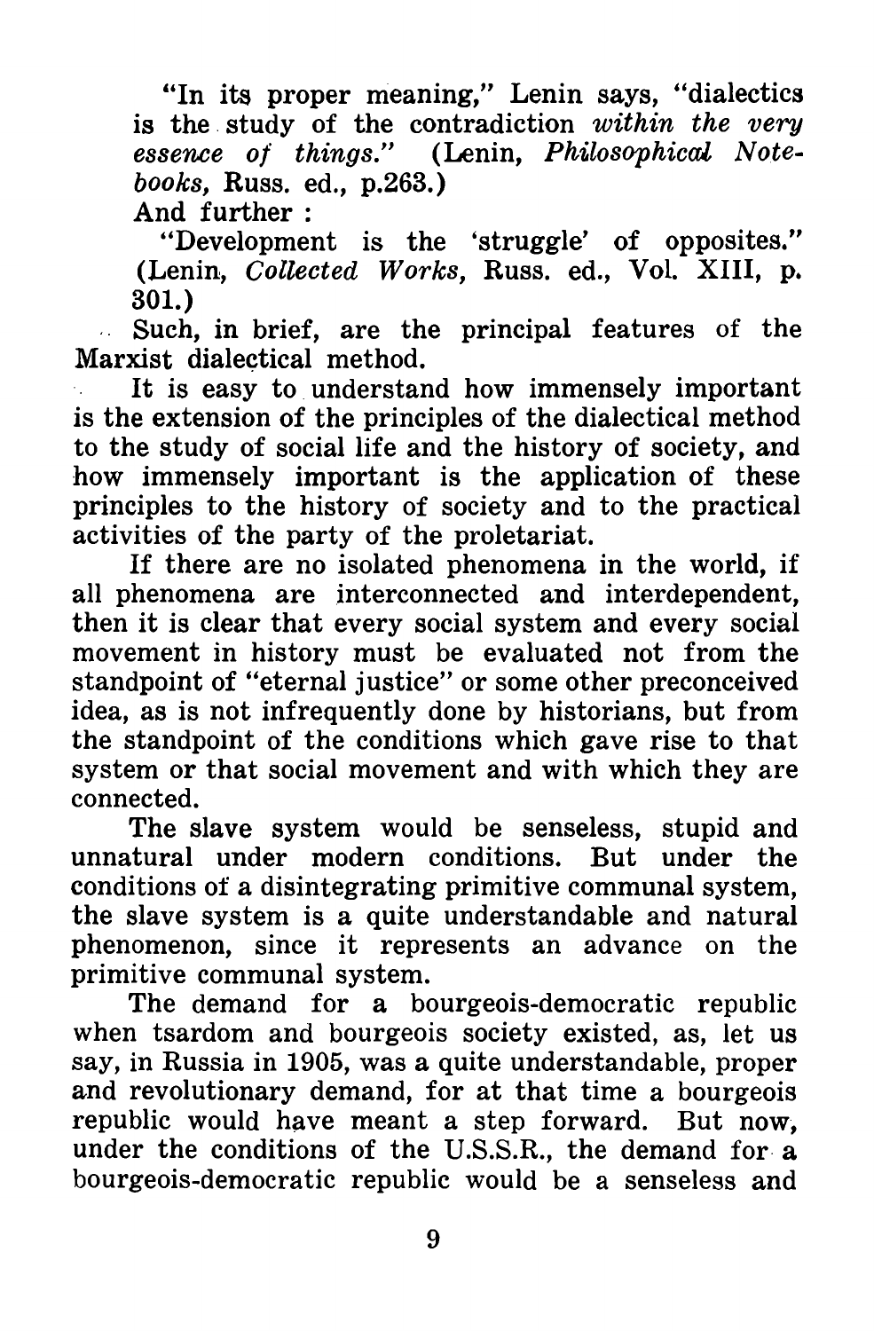"In its proper meaning," Lenin says, "dialectics is the study of the contradiction *within the very essence of things*." (Lenin, *Philosophical Notebooks*, Russ. ed., p.263.)

And further :

"Development is the 'struggle' of opposites." (Lenin, *Collected Works*, Russ. ed., Vol. XIII, p. 301.)

Such, in brief, are the principal features of the Marxist dialectical method.

It is easy to understand how immensely important is the extension of the principles of the dialectical method to the study of social life and the history of society, and how immensely important is the application of these principles to the history of society and to the practical activities of the party of the proletariat.

If there are no isolated phenomena in the world, if all phenomena are interconnected and interdependent, then it is clear that every social system and every social movement in history must be evaluated not from the standpoint of "eternal justice" or some other preconceived idea, as is not infrequently done by historians, but from the standpoint of the conditions which gave rise to that system or that social movement and with which they are connected.

The slave system would be senseless, stupid and unnatural under modern conditions. But under the conditions of a disintegrating primitive communal system, the slave system is a quite understandable and natural phenomenon, since it represents an advance on the primitive communal system.

The demand for a bourgeois-democratic republic when tsardom and bourgeois society existed, as, let us say, in Russia in 1905, was a quite understandable, proper and revolutionary demand, for at that time a bourgeois republic would have meant a step forward. But now, under the conditions of the U.S.S.R., the demand for a bourgeois-democratic republic would be a senseless and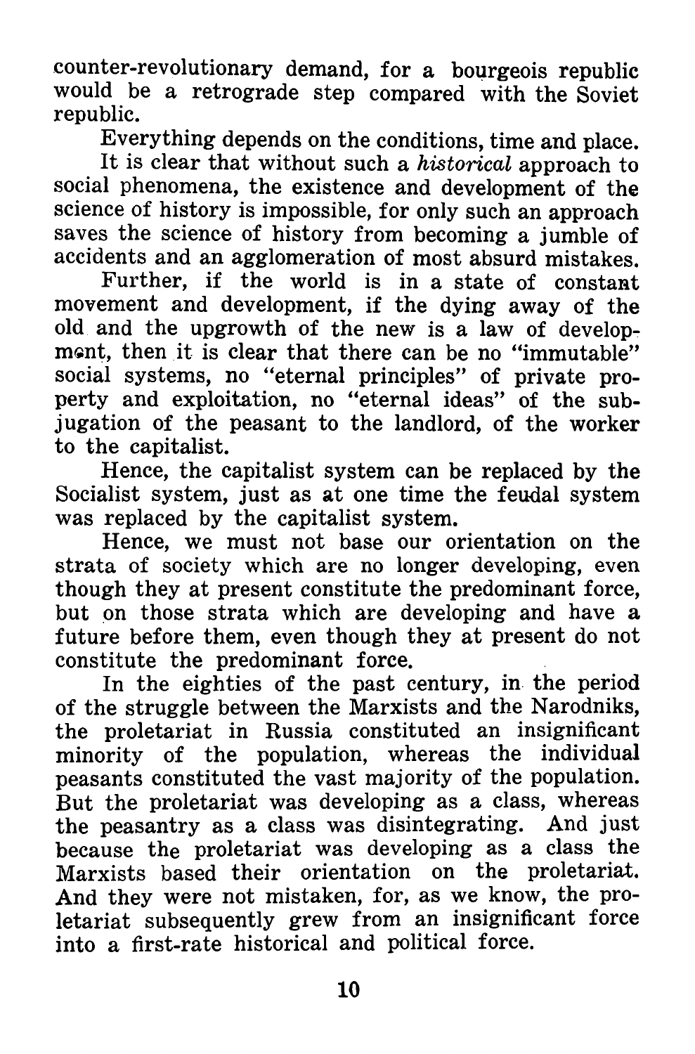counter-revolutionary demand, for a bourgeois republic would be a retrograde step compared with the Soviet republic.

Everything depends on the conditions, time and place.

It is clear that without such a *historical* approach to social phenomena, the existence and development of the science of history is impossible, for only such an approach saves the science of history from becoming a jumble of accidents and an agglomeration of most absurd mistakes.

Further, if the world is in a state of constant movement and development, if the dying away of the old and the upgrowth of the new is a law of development, then it is clear that there can be no "immutable" social systems, no "eternal principles" of private property and exploitation, no "eternal ideas" of the subjugation of the peasant to the landlord, of the worker to the capitalist.

Hence, the capitalist system can be replaced by the Socialist system, just as at one time the feudal system was replaced by the capitalist system.

Hence, we must not base our orientation on the strata of society which are no longer developing, even though they at present constitute the predominant force, but on those strata which are developing and have a future before them, even though they at present do not constitute the predominant force.

In the eighties of the past century, in the period of the struggle between the Marxists and the Narodniks, the proletariat in Russia constituted an insignificant minority of the population, whereas the individual peasants constituted the vast majority of the population. But the proletariat was developing as a class, whereas the peasantry as a class was disintegrating. And just because the proletariat was developing as a class the Marxists based their orientation on the proletariat. And they were not mistaken, for, as we know, the proletariat subsequently grew from an insignificant force into a first-rate historical and political force.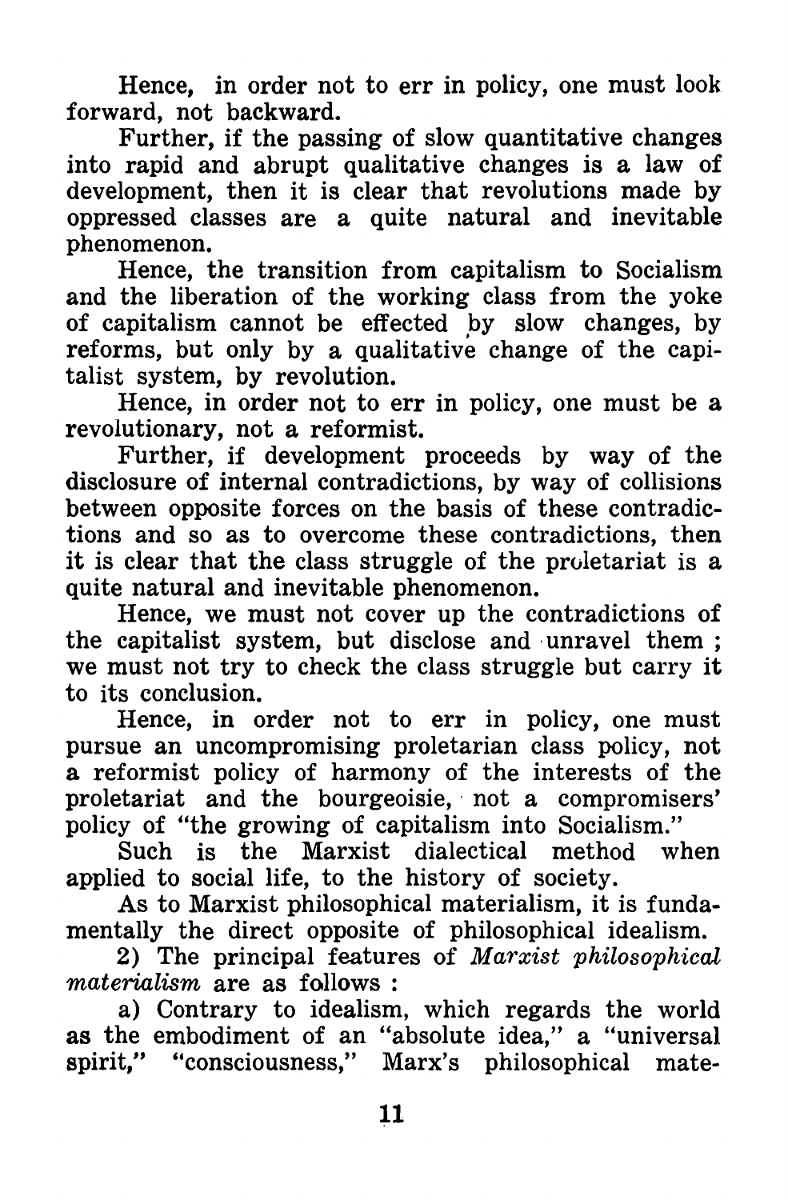Hence, in order not to err in policy, one must look forward, not backward.

Further, if the passing of slow quantitative changes into rapid and abrupt qualitative changes is a law of development, then it is clear that revolutions made by oppressed classes are a quite natural and inevitable phenomenon.

Hence, the transition from capitalism to Socialism and the liberation of the working class from the yoke of capitalism cannot be effected by slow changes, by reforms, but only by a qualitative change of the capitalist system, by revolution.

Hence, in order not to err in policy, one must be a revolutionary, not a reformist.

Further, if development proceeds by way of the disclosure of internal contradictions, by way of collisions between opposite forces on the basis of these contradictions and so as to overcome these contradictions, then it is clear that the class struggle of the proletariat is a quite natural and inevitable phenomenon.

Hence, we must not cover up the contradictions of the capitalist system, but disclose and unravel them ; we must not try to check the class struggle but carry it to its conclusion.

Hence, in order not to err in policy, one must pursue an uncompromising proletarian class policy, not a reformist policy of harmony of the interests of the proletariat and the bourgeoisie, not a compromisers' policy of "the growing of capitalism into Socialism."

Such is the Marxist dialectical method when applied to social life, to the history of society.

As to Marxist philosophical materialism, it is fundamentally the direct opposite of philosophical idealism.

2) The principal features of *Marxist philosophical materialism* are as follows :

a) Contrary to idealism, which regards the world as the embodiment of an "absolute idea," a "universal spirit," "consciousness," Marx's philosophical mate-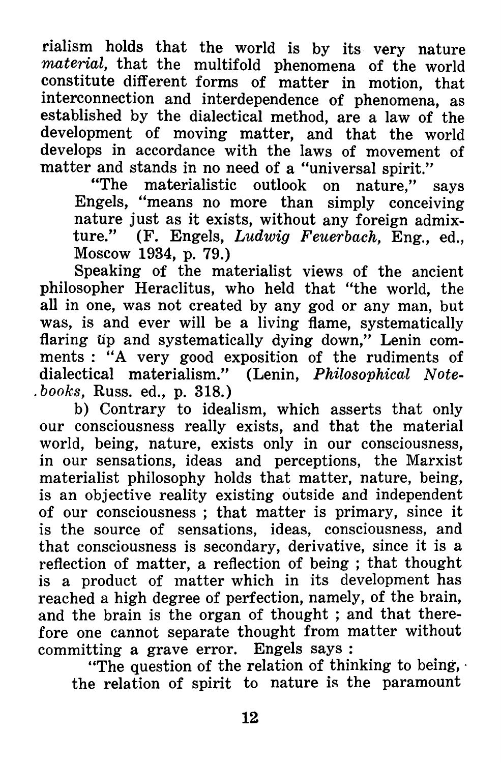rialism holds that the world is by its very nature *material*, that the multifold phenomena of the world constitute different forms of matter in motion, that interconnection and interdependence of phenomena, as established by the dialectical method, are a law of the development of moving matter, and that the world develops in accordance with the laws of movement of matter and stands in no need of a "universal spirit."

> "The materialistic outlook on nature," says Engels, "means no more than simply conceiving nature just as it exists, without any foreign admixture." (F. Engels, *Ludwig Feuerbach*, Eng., ed., Moscow 1934, p. 79.)

Speaking of the materialist views of the ancient philosopher Heraclitus, who held that "the world, the all in one, was not created by any god or any man, but was, is and ever will be a living flame, systematically flaring up and systematically dying down," Lenin comments : "A very good exposition of the rudiments of dialectical materialism." (Lenin, *Philosophical Notebooks*, Russ. ed., p. 318.)

b) Contrary to idealism, which asserts that only our consciousness really exists, and that the material world, being, nature, exists only in our consciousness, in our sensations, ideas and perceptions, the Marxist materialist philosophy holds that matter, nature, being, is an objective reality existing outside and independent of our consciousness ; that matter is primary, since it is the source of sensations, ideas, consciousness, and that consciousness is secondary, derivative, since it is a reflection of matter, a reflection of being ; that thought is a product of matter which in its development has reached a high degree of perfection, namely, of the brain, and the brain is the organ of thought ; and that therefore one cannot separate thought from matter without committing a grave error. Engels says :

> "The question of the relation of thinking to being, the relation of spirit to nature is the paramount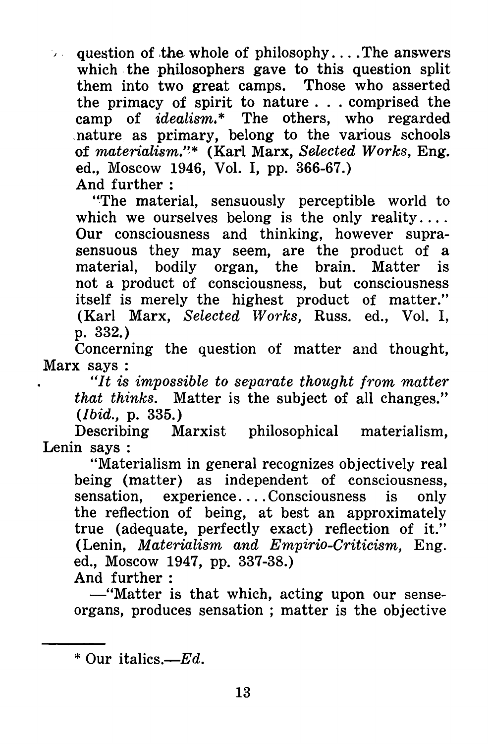question of the whole of philosophy.... The answers which the philosophers gave to this question split them into two great camps. Those who asserted the primacy of spirit to nature . . . comprised the camp of *idealism.** The others, who regarded nature as primary, belong to the various schools of *materialism.*"* (Karl Marx, *Selected Works*, Eng. ed., Moscow 1946, Vol. I, pp. 366-67.)

And further :

> "The material, sensuously perceptible world to which we ourselves belong is the only reality.... Our consciousness and thinking, however supra-sensuous they may seem, are the product of a material, bodily organ, the brain. Matter is not a product of consciousness, but consciousness itself is merely the highest product of matter." (Karl Marx, *Selected Works*, Russ. ed., Vol. I, p. 332.)

Concerning the question of matter and thought, Marx says :

> *"It is impossible to separate thought from matter that thinks.* Matter is the subject of all changes." (*Ibid.*, p. 335.)

Describing Marxist philosophical materialism, Lenin says :

> "Materialism in general recognizes objectively real being (matter) as independent of consciousness, sensation, experience.... Consciousness is only the reflection of being, at best an approximately true (adequate, perfectly exact) reflection of it." (Lenin, *Materialism and Empirio-Criticism*, Eng. ed., Moscow 1947, pp. 337-38.)

And further :

> —"Matter is that which, acting upon our sense-organs, produces sensation ; matter is the objective

---

\* Our italics.—*Ed.*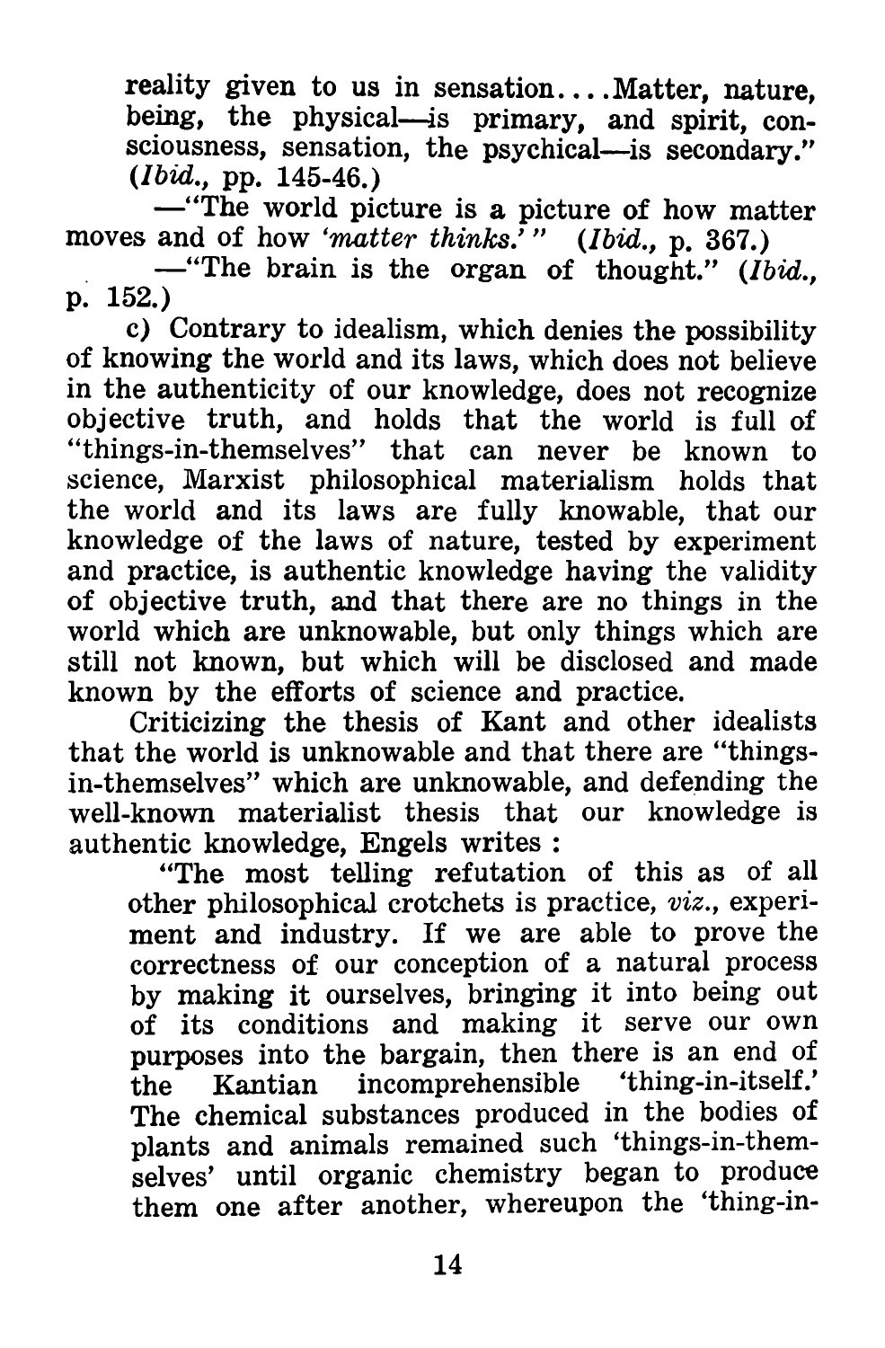reality given to us in sensation.... Matter, nature, being, the physical—is primary, and spirit, consciousness, sensation, the psychical—is secondary." (*Ibid.*, pp. 145-46.)

—"The world picture is a picture of how matter moves and of how '*matter thinks.*'" (*Ibid.*, p. 367.)

—"The brain is the organ of thought." (*Ibid.*, p. 152.)

c) Contrary to idealism, which denies the possibility of knowing the world and its laws, which does not believe in the authenticity of our knowledge, does not recognize objective truth, and holds that the world is full of "things-in-themselves" that can never be known to science, Marxist philosophical materialism holds that the world and its laws are fully knowable, that our knowledge of the laws of nature, tested by experiment and practice, is authentic knowledge having the validity of objective truth, and that there are no things in the world which are unknowable, but only things which are still not known, but which will be disclosed and made known by the efforts of science and practice.

Criticizing the thesis of Kant and other idealists that the world is unknowable and that there are "things-in-themselves" which are unknowable, and defending the well-known materialist thesis that our knowledge is authentic knowledge, Engels writes :

> "The most telling refutation of this as of all other philosophical crotchets is practice, *viz.*, experiment and industry. If we are able to prove the correctness of our conception of a natural process by making it ourselves, bringing it into being out of its conditions and making it serve our own purposes into the bargain, then there is an end of the Kantian incomprehensible 'thing-in-itself.' The chemical substances produced in the bodies of plants and animals remained such 'things-in-themselves' until organic chemistry began to produce them one after another, whereupon the 'thing-in-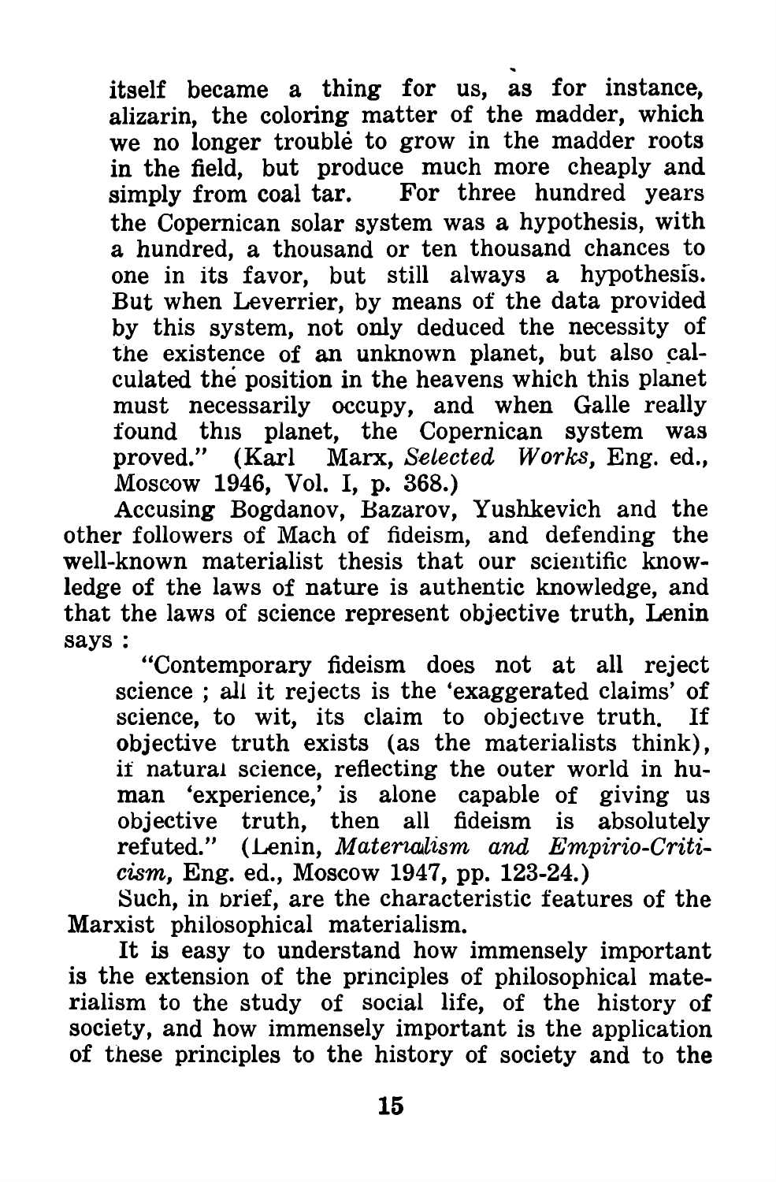itself became a thing for us, as for instance, alizarin, the coloring matter of the madder, which we no longer trouble to grow in the madder roots in the field, but produce much more cheaply and simply from coal tar. For three hundred years the Copernican solar system was a hypothesis, with a hundred, a thousand or ten thousand chances to one in its favor, but still always a hypothesis. But when Leverrier, by means of the data provided by this system, not only deduced the necessity of the existence of an unknown planet, but also calculated the position in the heavens which this planet must necessarily occupy, and when Galle really found this planet, the Copernican system was proved." (Karl Marx, *Selected Works*, Eng. ed., Moscow 1946, Vol. I, p. 368.)

Accusing Bogdanov, Bazarov, Yushkevich and the other followers of Mach of fideism, and defending the well-known materialist thesis that our scientific knowledge of the laws of nature is authentic knowledge, and that the laws of science represent objective truth, Lenin says :

> "Contemporary fideism does not at all reject science ; all it rejects is the 'exaggerated claims' of science, to wit, its claim to objective truth. If objective truth exists (as the materialists think), if natural science, reflecting the outer world in human 'experience,' is alone capable of giving us objective truth, then all fideism is absolutely refuted." (Lenin, *Materialism and Empirio-Criticism*, Eng. ed., Moscow 1947, pp. 123-24.)

Such, in brief, are the characteristic features of the Marxist philosophical materialism.

It is easy to understand how immensely important is the extension of the principles of philosophical materialism to the study of social life, of the history of society, and how immensely important is the application of these principles to the history of society and to the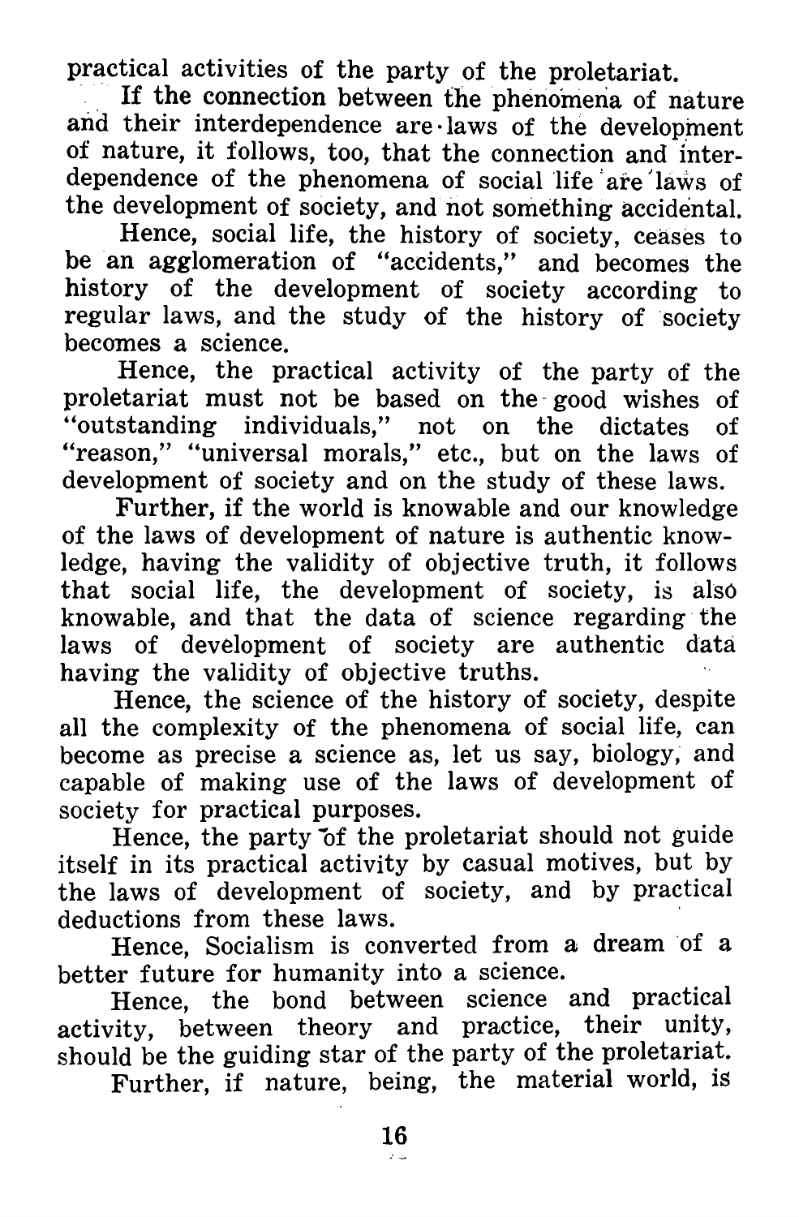practical activities of the party of the proletariat.

If the connection between the phenomena of nature and their interdependence are laws of the development of nature, it follows, too, that the connection and interdependence of the phenomena of social life are laws of the development of society, and not something accidental.

Hence, social life, the history of society, ceases to be an agglomeration of "accidents," and becomes the history of the development of society according to regular laws, and the study of the history of society becomes a science.

Hence, the practical activity of the party of the proletariat must not be based on the good wishes of "outstanding individuals," not on the dictates of "reason," "universal morals," etc., but on the laws of development of society and on the study of these laws.

Further, if the world is knowable and our knowledge of the laws of development of nature is authentic knowledge, having the validity of objective truth, it follows that social life, the development of society, is also knowable, and that the data of science regarding the laws of development of society are authentic data having the validity of objective truths.

Hence, the science of the history of society, despite all the complexity of the phenomena of social life, can become as precise a science as, let us say, biology, and capable of making use of the laws of development of society for practical purposes.

Hence, the party of the proletariat should not guide itself in its practical activity by casual motives, but by the laws of development of society, and by practical deductions from these laws.

Hence, Socialism is converted from a dream of a better future for humanity into a science.

Hence, the bond between science and practical activity, between theory and practice, their unity, should be the guiding star of the party of the proletariat.

Further, if nature, being, the material world, is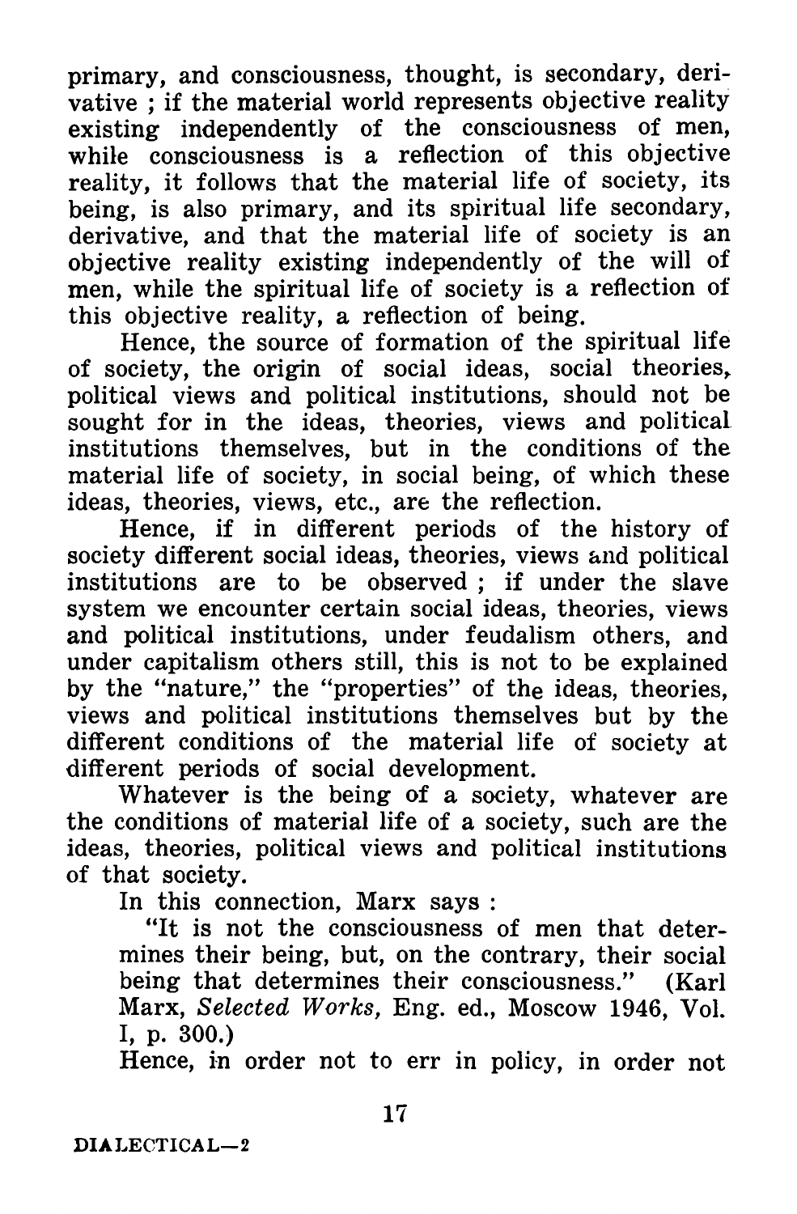primary, and consciousness, thought, is secondary, derivative ; if the material world represents objective reality existing independently of the consciousness of men, while consciousness is a reflection of this objective reality, it follows that the material life of society, its being, is also primary, and its spiritual life secondary, derivative, and that the material life of society is an objective reality existing independently of the will of men, while the spiritual life of society is a reflection of this objective reality, a reflection of being.

Hence, the source of formation of the spiritual life of society, the origin of social ideas, social theories, political views and political institutions, should not be sought for in the ideas, theories, views and political institutions themselves, but in the conditions of the material life of society, in social being, of which these ideas, theories, views, etc., are the reflection.

Hence, if in different periods of the history of society different social ideas, theories, views and political institutions are to be observed ; if under the slave system we encounter certain social ideas, theories, views and political institutions, under feudalism others, and under capitalism others still, this is not to be explained by the "nature," the "properties" of the ideas, theories, views and political institutions themselves but by the different conditions of the material life of society at different periods of social development.

Whatever is the being of a society, whatever are the conditions of material life of a society, such are the ideas, theories, political views and political institutions of that society.

In this connection, Marx says :

> "It is not the consciousness of men that determines their being, but, on the contrary, their social being that determines their consciousness." (Karl Marx, *Selected Works,* Eng. ed., Moscow 1946, Vol. I, p. 300.)

Hence, in order not to err in policy, in order not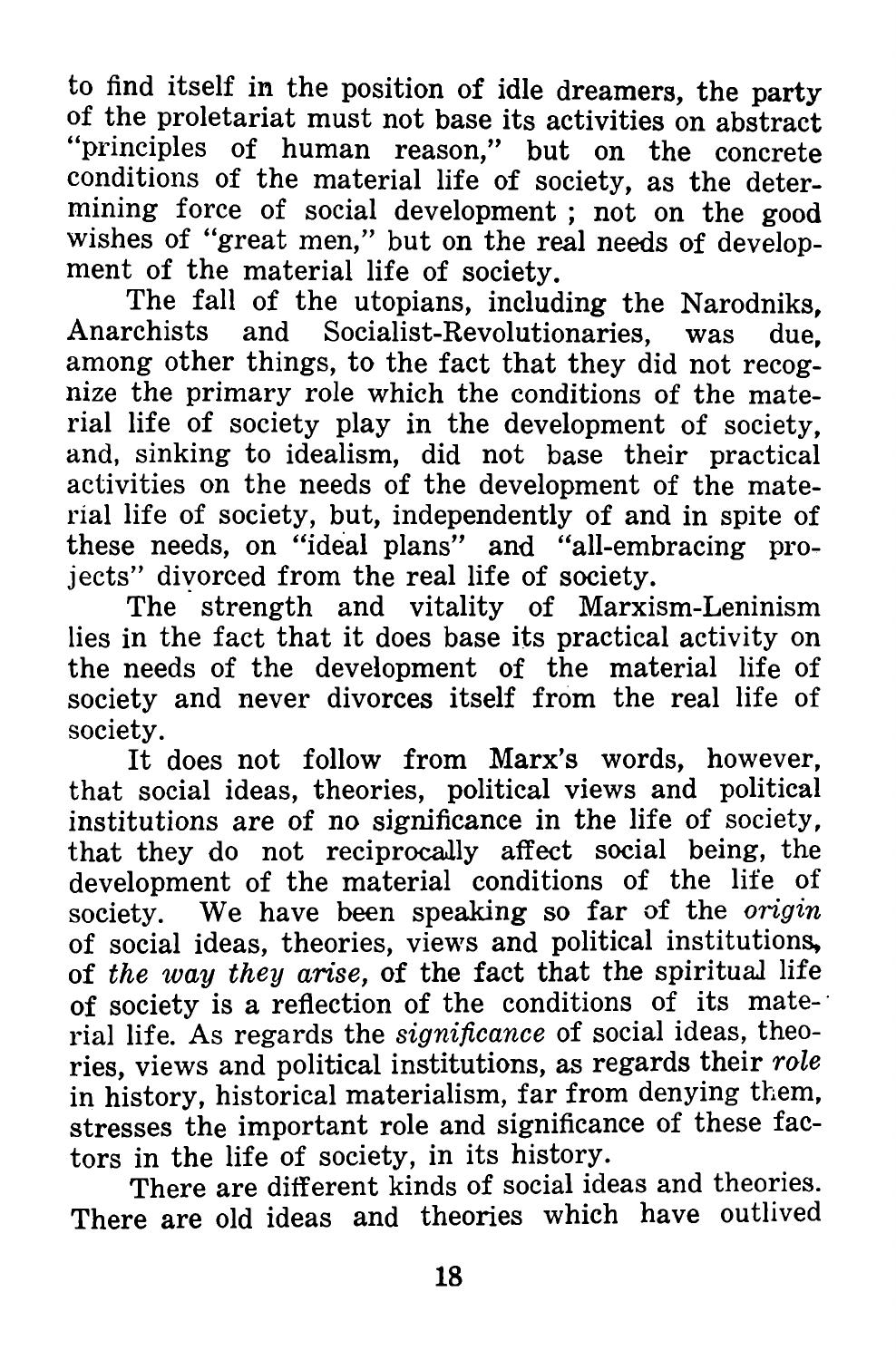to find itself in the position of idle dreamers, the party of the proletariat must not base its activities on abstract "principles of human reason," but on the concrete conditions of the material life of society, as the determining force of social development ; not on the good wishes of "great men," but on the real needs of development of the material life of society.

The fall of the utopians, including the Narodniks, Anarchists and Socialist-Revolutionaries, was due, among other things, to the fact that they did not recognize the primary role which the conditions of the material life of society play in the development of society, and, sinking to idealism, did not base their practical activities on the needs of the development of the material life of society, but, independently of and in spite of these needs, on "ideal plans" and "all-embracing projects" divorced from the real life of society.

The strength and vitality of Marxism-Leninism lies in the fact that it does base its practical activity on the needs of the development of the material life of society and never divorces itself from the real life of society.

It does not follow from Marx's words, however, that social ideas, theories, political views and political institutions are of no significance in the life of society, that they do not reciprocally affect social being, the development of the material conditions of the life of society. We have been speaking so far of the *origin* of social ideas, theories, views and political institutions, of *the way they arise,* of the fact that the spiritual life of society is a reflection of the conditions of its material life. As regards the *significance* of social ideas, theories, views and political institutions, as regards their *role* in history, historical materialism, far from denying them, stresses the important role and significance of these factors in the life of society, in its history.

There are different kinds of social ideas and theories. There are old ideas and theories which have outlived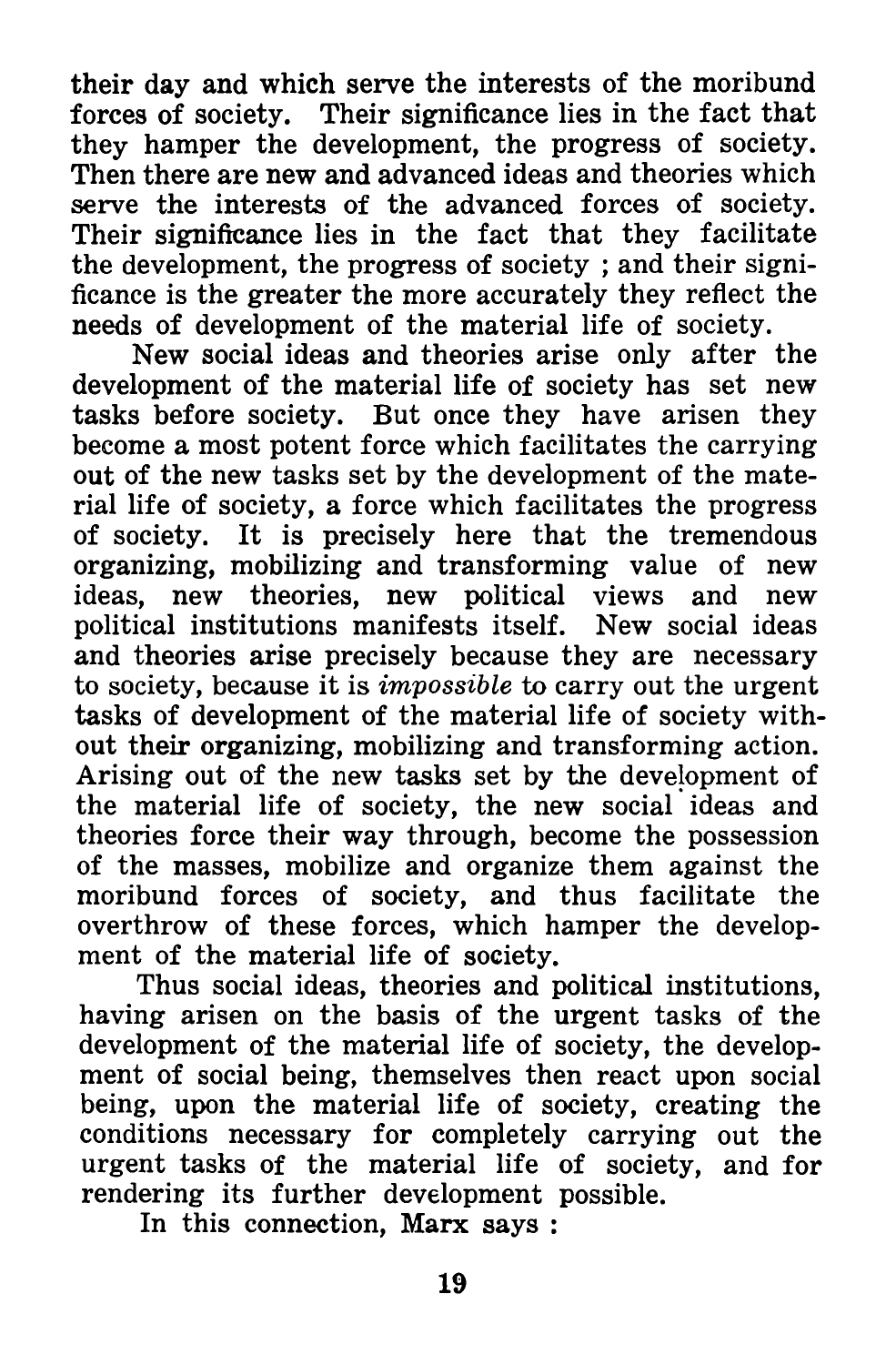their day and which serve the interests of the moribund forces of society. Their significance lies in the fact that they hamper the development, the progress of society. Then there are new and advanced ideas and theories which serve the interests of the advanced forces of society. Their significance lies in the fact that they facilitate the development, the progress of society ; and their significance is the greater the more accurately they reflect the needs of development of the material life of society.

New social ideas and theories arise only after the development of the material life of society has set new tasks before society. But once they have arisen they become a most potent force which facilitates the carrying out of the new tasks set by the development of the material life of society, a force which facilitates the progress of society. It is precisely here that the tremendous organizing, mobilizing and transforming value of new ideas, new theories, new political views and new political institutions manifests itself. New social ideas and theories arise precisely because they are necessary to society, because it is *impossible* to carry out the urgent tasks of development of the material life of society without their organizing, mobilizing and transforming action. Arising out of the new tasks set by the development of the material life of society, the new social ideas and theories force their way through, become the possession of the masses, mobilize and organize them against the moribund forces of society, and thus facilitate the overthrow of these forces, which hamper the development of the material life of society.

Thus social ideas, theories and political institutions, having arisen on the basis of the urgent tasks of the development of the material life of society, the development of social being, themselves then react upon social being, upon the material life of society, creating the conditions necessary for completely carrying out the urgent tasks of the material life of society, and for rendering its further development possible.

In this connection, Marx says :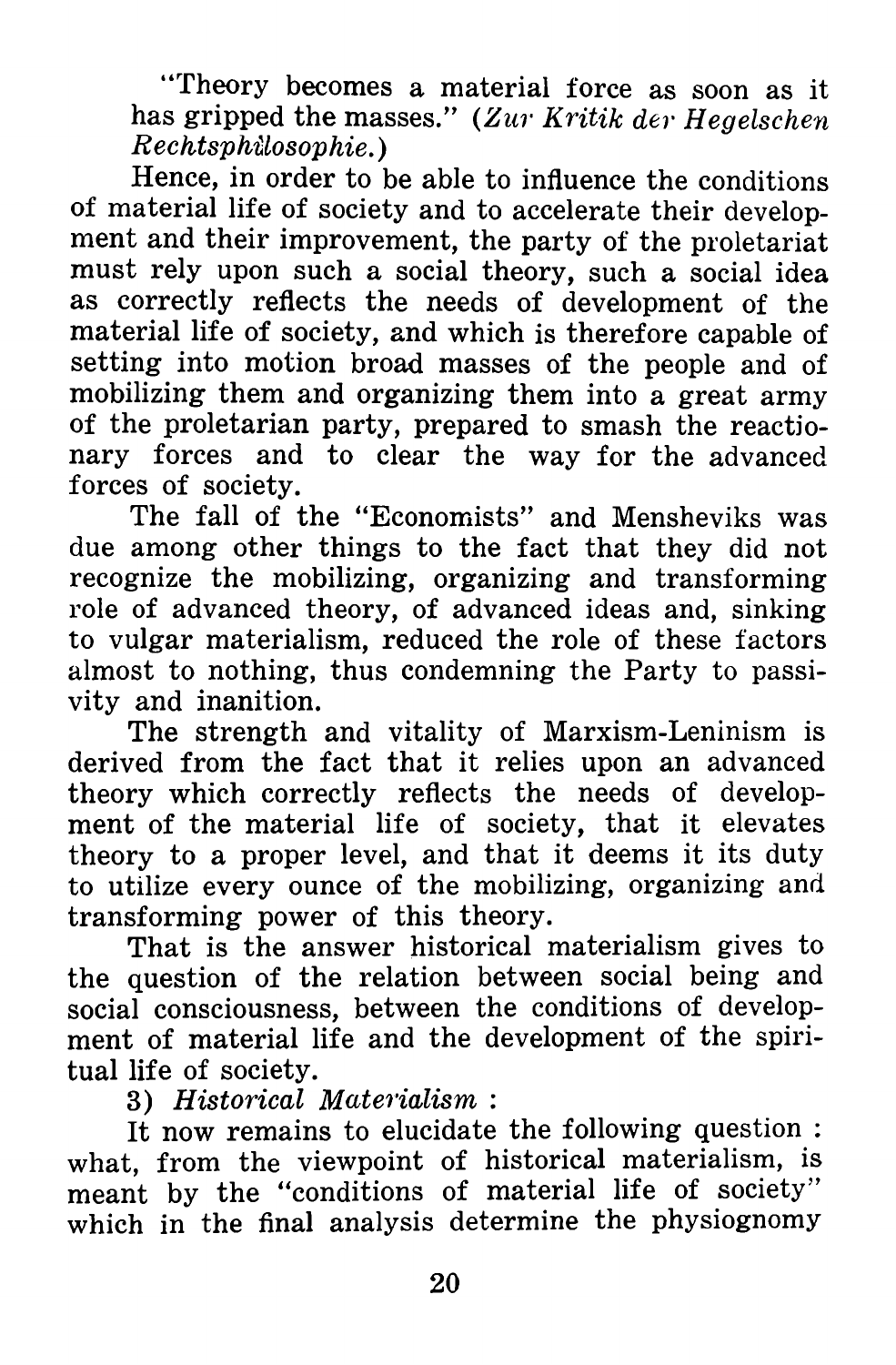"Theory becomes a material force as soon as it has gripped the masses." (*Zur Kritik der Hegelschen Rechtsphilosophie.*)

Hence, in order to be able to influence the conditions of material life of society and to accelerate their development and their improvement, the party of the proletariat must rely upon such a social theory, such a social idea as correctly reflects the needs of development of the material life of society, and which is therefore capable of setting into motion broad masses of the people and of mobilizing them and organizing them into a great army of the proletarian party, prepared to smash the reactionary forces and to clear the way for the advanced forces of society.

The fall of the "Economists" and Mensheviks was due among other things to the fact that they did not recognize the mobilizing, organizing and transforming role of advanced theory, of advanced ideas and, sinking to vulgar materialism, reduced the role of these factors almost to nothing, thus condemning the Party to passivity and inanition.

The strength and vitality of Marxism-Leninism is derived from the fact that it relies upon an advanced theory which correctly reflects the needs of development of the material life of society, that it elevates theory to a proper level, and that it deems it its duty to utilize every ounce of the mobilizing, organizing and transforming power of this theory.

That is the answer historical materialism gives to the question of the relation between social being and social consciousness, between the conditions of development of material life and the development of the spiritual life of society.

3) *Historical Materialism* :

It now remains to elucidate the following question : what, from the viewpoint of historical materialism, is meant by the "conditions of material life of society" which in the final analysis determine the physiognomy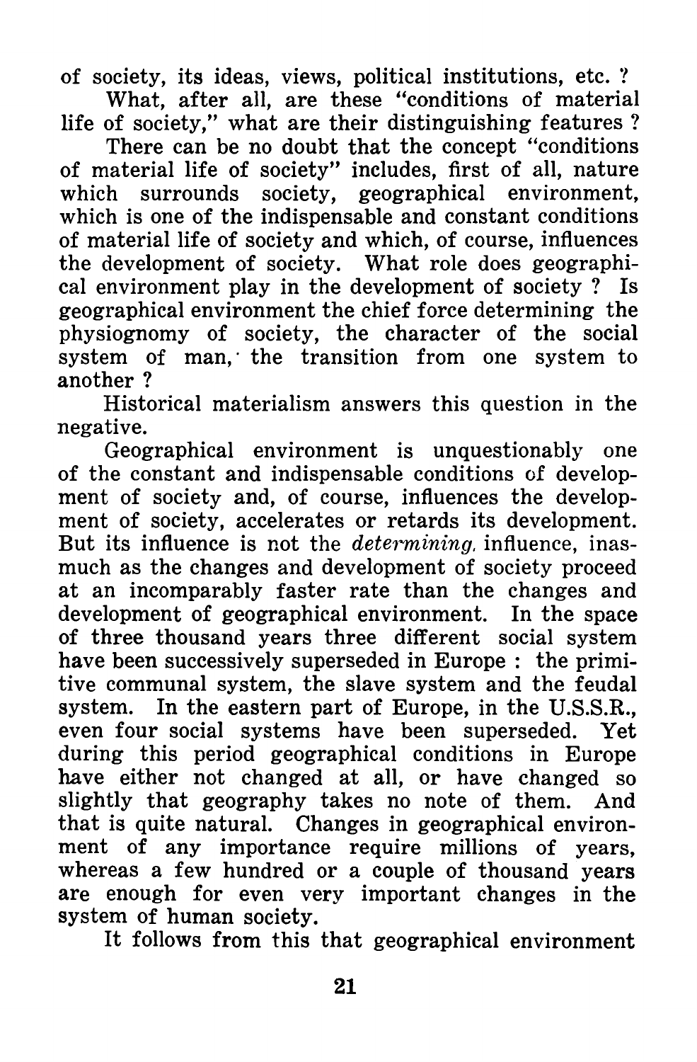of society, its ideas, views, political institutions, etc. ?

What, after all, are these "conditions of material life of society," what are their distinguishing features ?

There can be no doubt that the concept "conditions of material life of society" includes, first of all, nature which surrounds society, geographical environment, which is one of the indispensable and constant conditions of material life of society and which, of course, influences the development of society. What role does geographical environment play in the development of society ? Is geographical environment the chief force determining the physiognomy of society, the character of the social system of man, the transition from one system to another ?

Historical materialism answers this question in the negative.

Geographical environment is unquestionably one of the constant and indispensable conditions of development of society and, of course, influences the development of society, accelerates or retards its development. But its influence is not the *determining* influence, inasmuch as the changes and development of society proceed at an incomparably faster rate than the changes and development of geographical environment. In the space of three thousand years three different social system have been successively superseded in Europe : the primitive communal system, the slave system and the feudal system. In the eastern part of Europe, in the U.S.S.R., even four social systems have been superseded. Yet during this period geographical conditions in Europe have either not changed at all, or have changed so slightly that geography takes no note of them. And that is quite natural. Changes in geographical environment of any importance require millions of years, whereas a few hundred or a couple of thousand years are enough for even very important changes in the system of human society.

It follows from this that geographical environment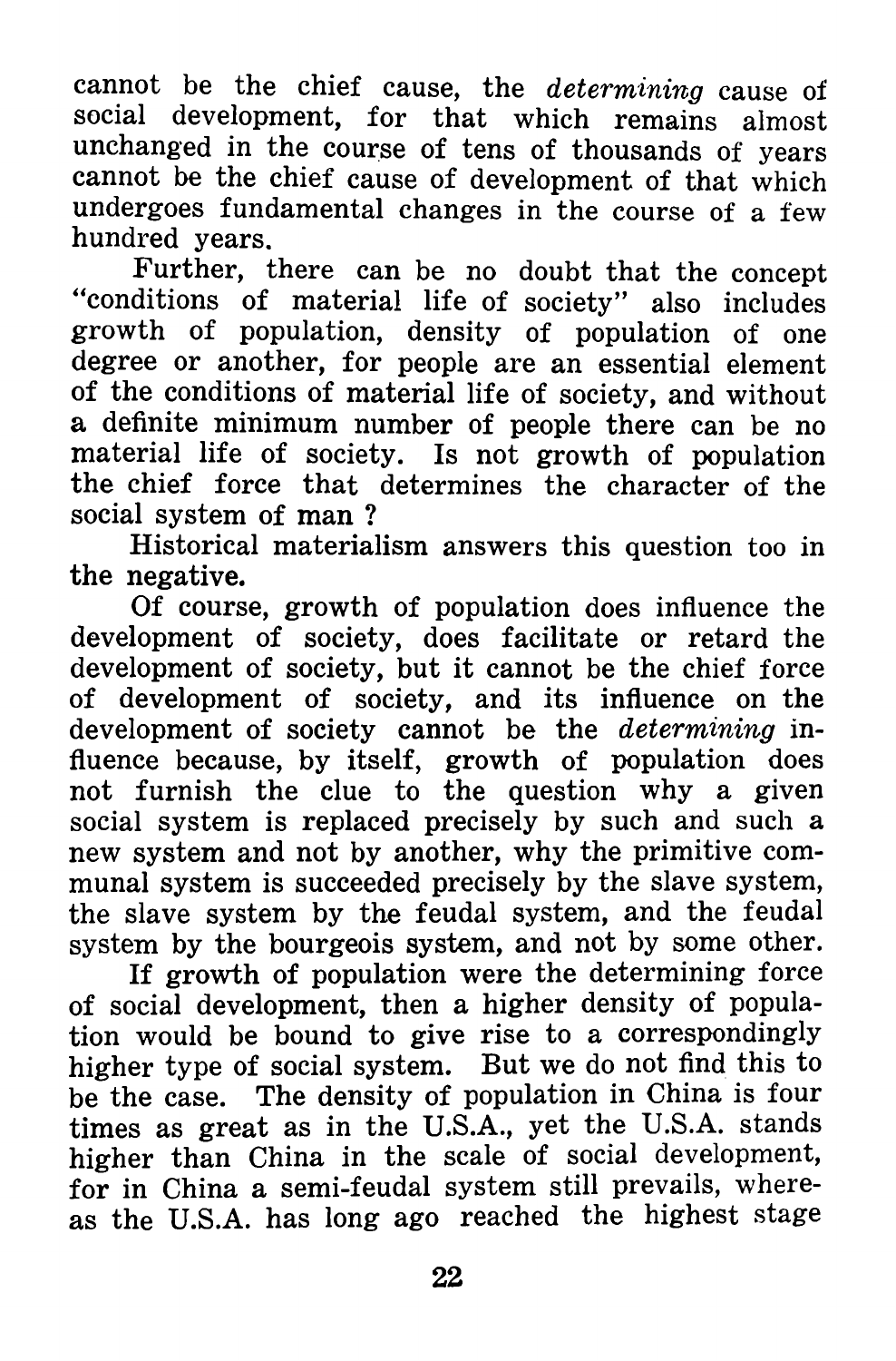cannot be the chief cause, the *determining* cause of social development, for that which remains almost unchanged in the course of tens of thousands of years cannot be the chief cause of development of that which undergoes fundamental changes in the course of a few hundred years.

Further, there can be no doubt that the concept "conditions of material life of society" also includes growth of population, density of population of one degree or another, for people are an essential element of the conditions of material life of society, and without a definite minimum number of people there can be no material life of society. Is not growth of population the chief force that determines the character of the social system of man ?

Historical materialism answers this question too in the negative.

Of course, growth of population does influence the development of society, does facilitate or retard the development of society, but it cannot be the chief force of development of society, and its influence on the development of society cannot be the *determining* influence because, by itself, growth of population does not furnish the clue to the question why a given social system is replaced precisely by such and such a new system and not by another, why the primitive communal system is succeeded precisely by the slave system, the slave system by the feudal system, and the feudal system by the bourgeois system, and not by some other.

If growth of population were the determining force of social development, then a higher density of population would be bound to give rise to a correspondingly higher type of social system. But we do not find this to be the case. The density of population in China is four times as great as in the U.S.A., yet the U.S.A. stands higher than China in the scale of social development, for in China a semi-feudal system still prevails, whereas the U.S.A. has long ago reached the highest stage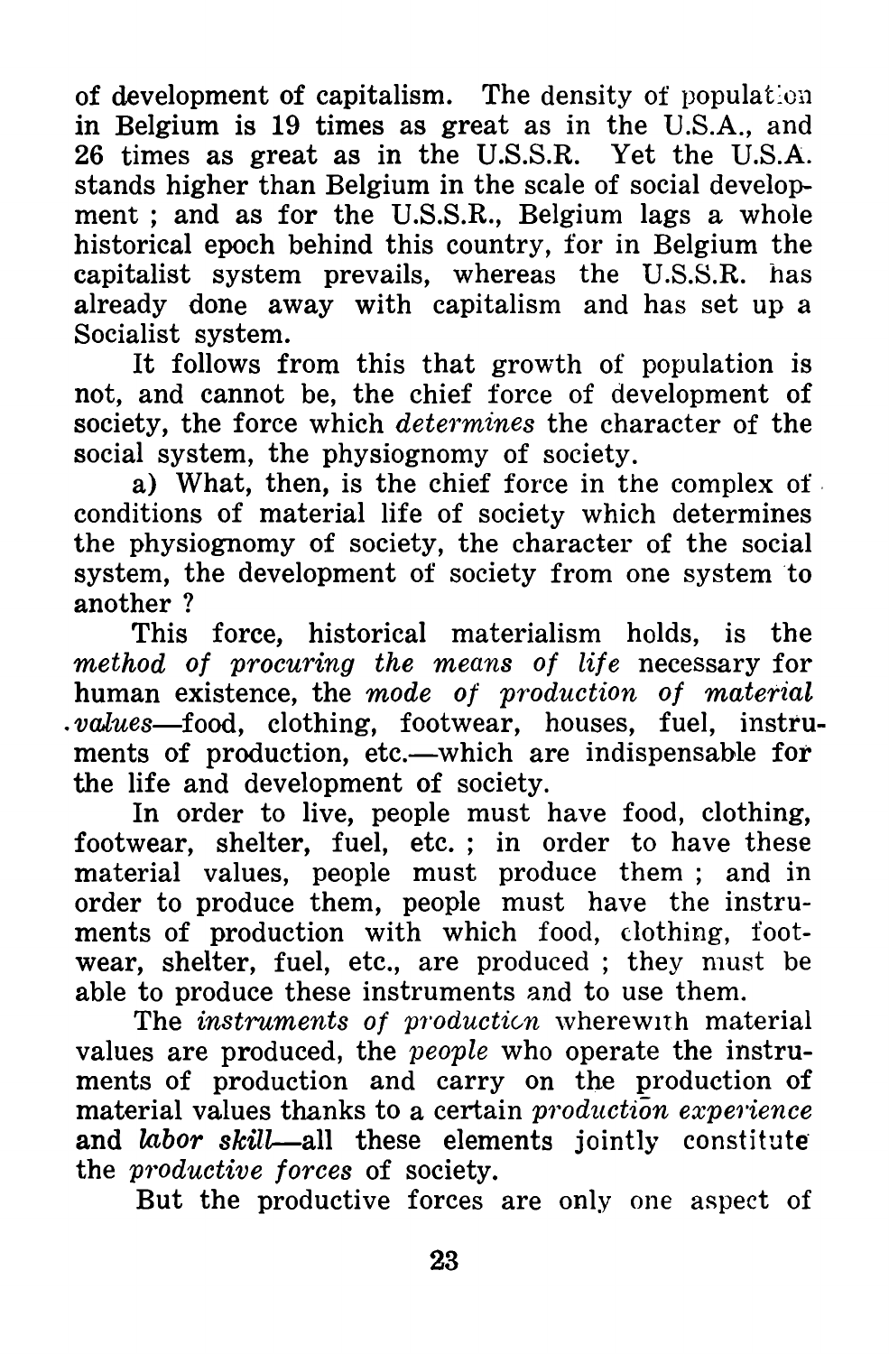of development of capitalism. The density of population in Belgium is 19 times as great as in the U.S.A., and 26 times as great as in the U.S.S.R. Yet the U.S.A. stands higher than Belgium in the scale of social development ; and as for the U.S.S.R., Belgium lags a whole historical epoch behind this country, for in Belgium the capitalist system prevails, whereas the U.S.S.R. has already done away with capitalism and has set up a Socialist system.

It follows from this that growth of population is not, and cannot be, the chief force of development of society, the force which *determines* the character of the social system, the physiognomy of society.

a) What, then, is the chief force in the complex of conditions of material life of society which determines the physiognomy of society, the character of the social system, the development of society from one system to another ?

This force, historical materialism holds, is the *method of procuring the means of life* necessary for human existence, the *mode of production of material values*—food, clothing, footwear, houses, fuel, instruments of production, etc.—which are indispensable for the life and development of society.

In order to live, people must have food, clothing, footwear, shelter, fuel, etc. ; in order to have these material values, people must produce them ; and in order to produce them, people must have the instruments of production with which food, clothing, footwear, shelter, fuel, etc., are produced ; they must be able to produce these instruments and to use them.

The *instruments of production* wherewith material values are produced, the *people* who operate the instruments of production and carry on the production of material values thanks to a certain *production experience* and *labor skill*—all these elements jointly constitute the *productive forces* of society.

But the productive forces are only one aspect of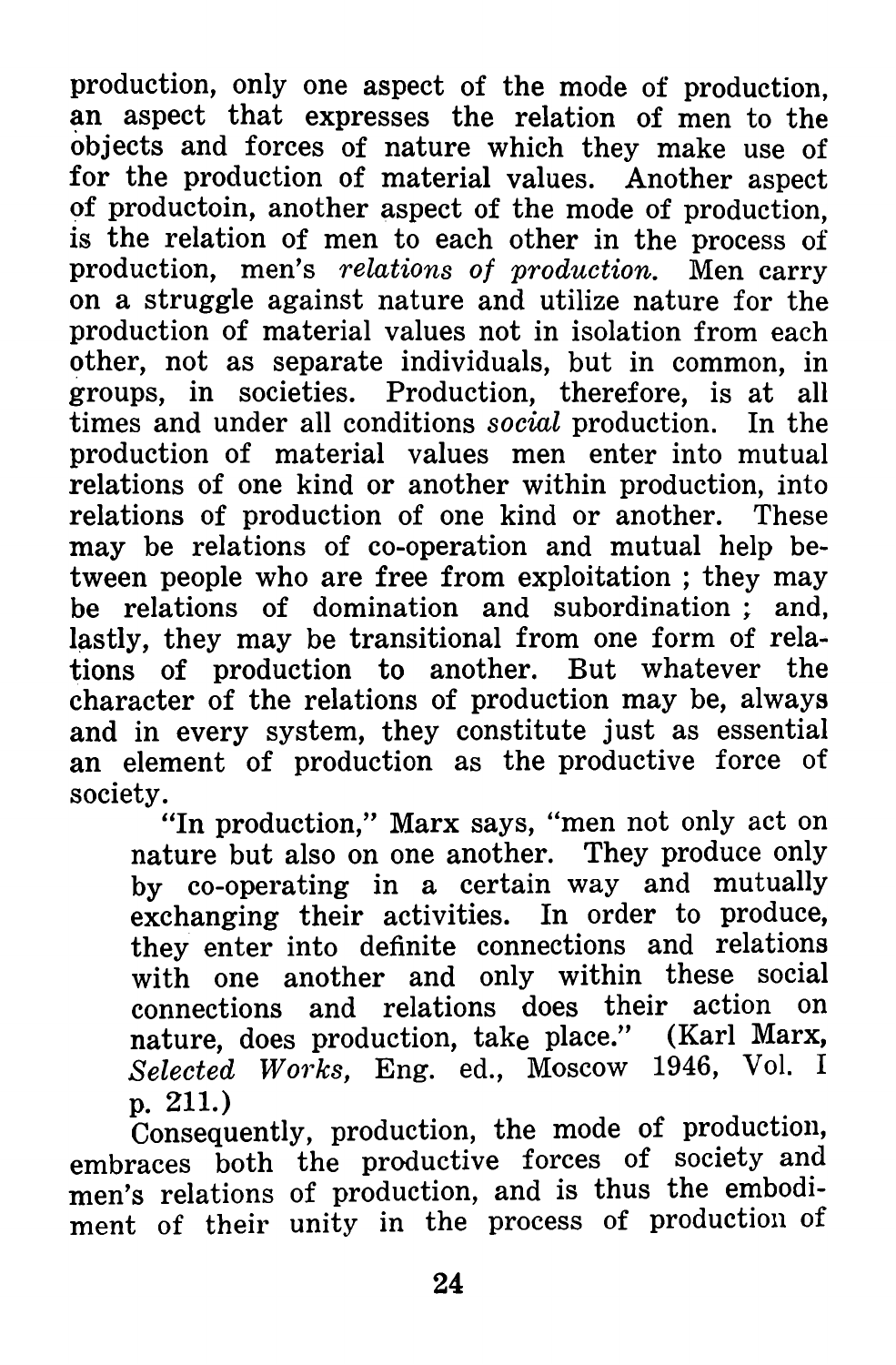production, only one aspect of the mode of production, an aspect that expresses the relation of men to the objects and forces of nature which they make use of for the production of material values. Another aspect of productoin, another aspect of the mode of production, is the relation of men to each other in the process of production, men's *relations of production.* Men carry on a struggle against nature and utilize nature for the production of material values not in isolation from each other, not as separate individuals, but in common, in groups, in societies. Production, therefore, is at all times and under all conditions *social* production. In the production of material values men enter into mutual relations of one kind or another within production, into relations of production of one kind or another. These may be relations of co-operation and mutual help between people who are free from exploitation ; they may be relations of domination and subordination ; and, lastly, they may be transitional from one form of relations of production to another. But whatever the character of the relations of production may be, always and in every system, they constitute just as essential an element of production as the productive force of society.

> "In production," Marx says, "men not only act on nature but also on one another. They produce only by co-operating in a certain way and mutually exchanging their activities. In order to produce, they enter into definite connections and relations with one another and only within these social connections and relations does their action on nature, does production, take place." (Karl Marx, *Selected Works,* Eng. ed., Moscow 1946, Vol. I p. 211.)

Consequently, production, the mode of production, embraces both the productive forces of society and men's relations of production, and is thus the embodiment of their unity in the process of production of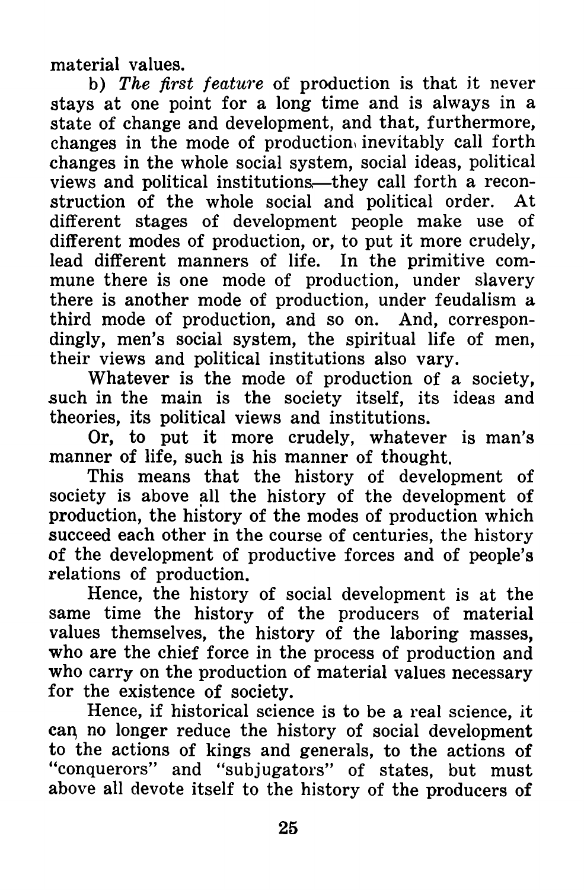material values.

b) *The first feature* of production is that it never stays at one point for a long time and is always in a state of change and development, and that, furthermore, changes in the mode of production inevitably call forth changes in the whole social system, social ideas, political views and political institutions—they call forth a reconstruction of the whole social and political order. At different stages of development people make use of different modes of production, or, to put it more crudely, lead different manners of life. In the primitive commune there is one mode of production, under slavery there is another mode of production, under feudalism a third mode of production, and so on. And, correspondingly, men's social system, the spiritual life of men, their views and political institutions also vary.

Whatever is the mode of production of a society, such in the main is the society itself, its ideas and theories, its political views and institutions.

Or, to put it more crudely, whatever is man's manner of life, such is his manner of thought.

This means that the history of development of society is above all the history of the development of production, the history of the modes of production which succeed each other in the course of centuries, the history of the development of productive forces and of people's relations of production.

Hence, the history of social development is at the same time the history of the producers of material values themselves, the history of the laboring masses, who are the chief force in the process of production and who carry on the production of material values necessary for the existence of society.

Hence, if historical science is to be a real science, it can no longer reduce the history of social development to the actions of kings and generals, to the actions of "conquerors" and "subjugators" of states, but must above all devote itself to the history of the producers of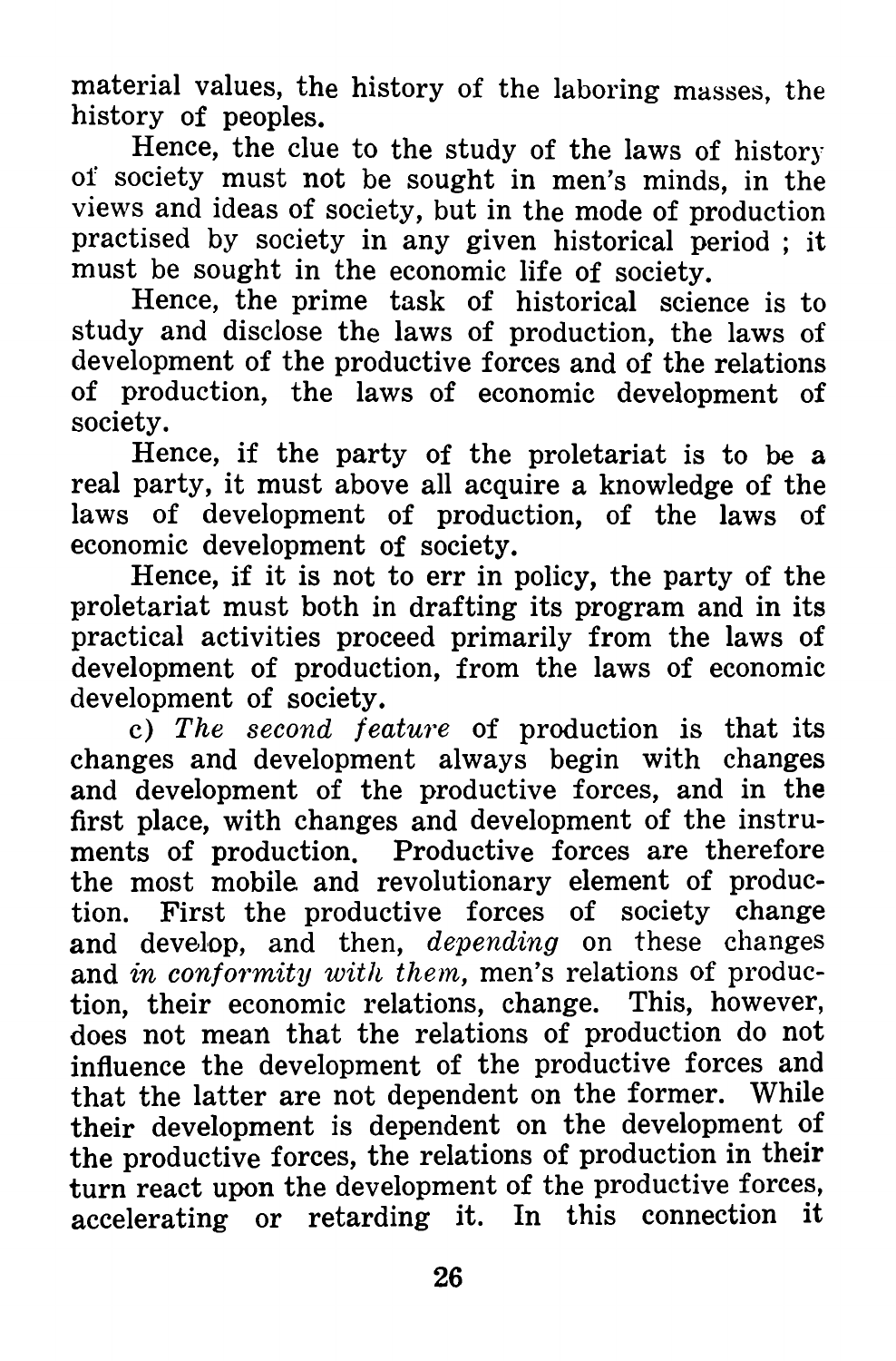material values, the history of the laboring masses, the history of peoples.

Hence, the clue to the study of the laws of history of society must not be sought in men's minds, in the views and ideas of society, but in the mode of production practised by society in any given historical period ; it must be sought in the economic life of society.

Hence, the prime task of historical science is to study and disclose the laws of production, the laws of development of the productive forces and of the relations of production, the laws of economic development of society.

Hence, if the party of the proletariat is to be a real party, it must above all acquire a knowledge of the laws of development of production, of the laws of economic development of society.

Hence, if it is not to err in policy, the party of the proletariat must both in drafting its program and in its practical activities proceed primarily from the laws of development of production, from the laws of economic development of society.

c) *The second feature* of production is that its changes and development always begin with changes and development of the productive forces, and in the first place, with changes and development of the instruments of production. Productive forces are therefore the most mobile and revolutionary element of production. First the productive forces of society change and develop, and then, *depending* on these changes and *in conformity with them,* men's relations of production, their economic relations, change. This, however, does not mean that the relations of production do not influence the development of the productive forces and that the latter are not dependent on the former. While their development is dependent on the development of the productive forces, the relations of production in their turn react upon the development of the productive forces, accelerating or retarding it. In this connection it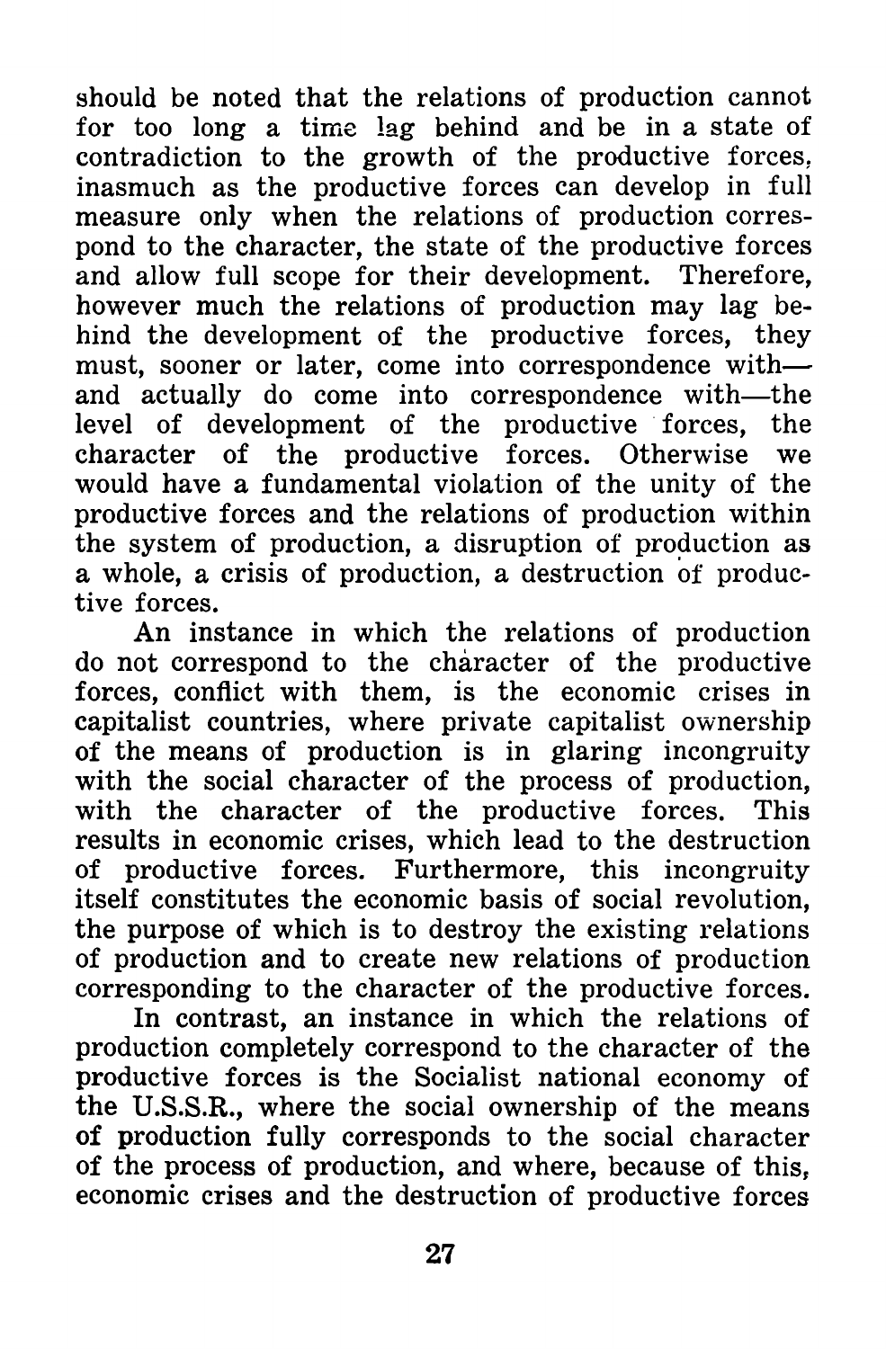should be noted that the relations of production cannot for too long a time lag behind and be in a state of contradiction to the growth of the productive forces, inasmuch as the productive forces can develop in full measure only when the relations of production correspond to the character, the state of the productive forces and allow full scope for their development. Therefore, however much the relations of production may lag behind the development of the productive forces, they must, sooner or later, come into correspondence with— and actually do come into correspondence with—the level of development of the productive forces, the character of the productive forces. Otherwise we would have a fundamental violation of the unity of the productive forces and the relations of production within the system of production, a disruption of production as a whole, a crisis of production, a destruction of productive forces.

An instance in which the relations of production do not correspond to the character of the productive forces, conflict with them, is the economic crises in capitalist countries, where private capitalist ownership of the means of production is in glaring incongruity with the social character of the process of production, with the character of the productive forces. This results in economic crises, which lead to the destruction of productive forces. Furthermore, this incongruity itself constitutes the economic basis of social revolution, the purpose of which is to destroy the existing relations of production and to create new relations of production corresponding to the character of the productive forces.

In contrast, an instance in which the relations of production completely correspond to the character of the productive forces is the Socialist national economy of the U.S.S.R., where the social ownership of the means of production fully corresponds to the social character of the process of production, and where, because of this, economic crises and the destruction of productive forces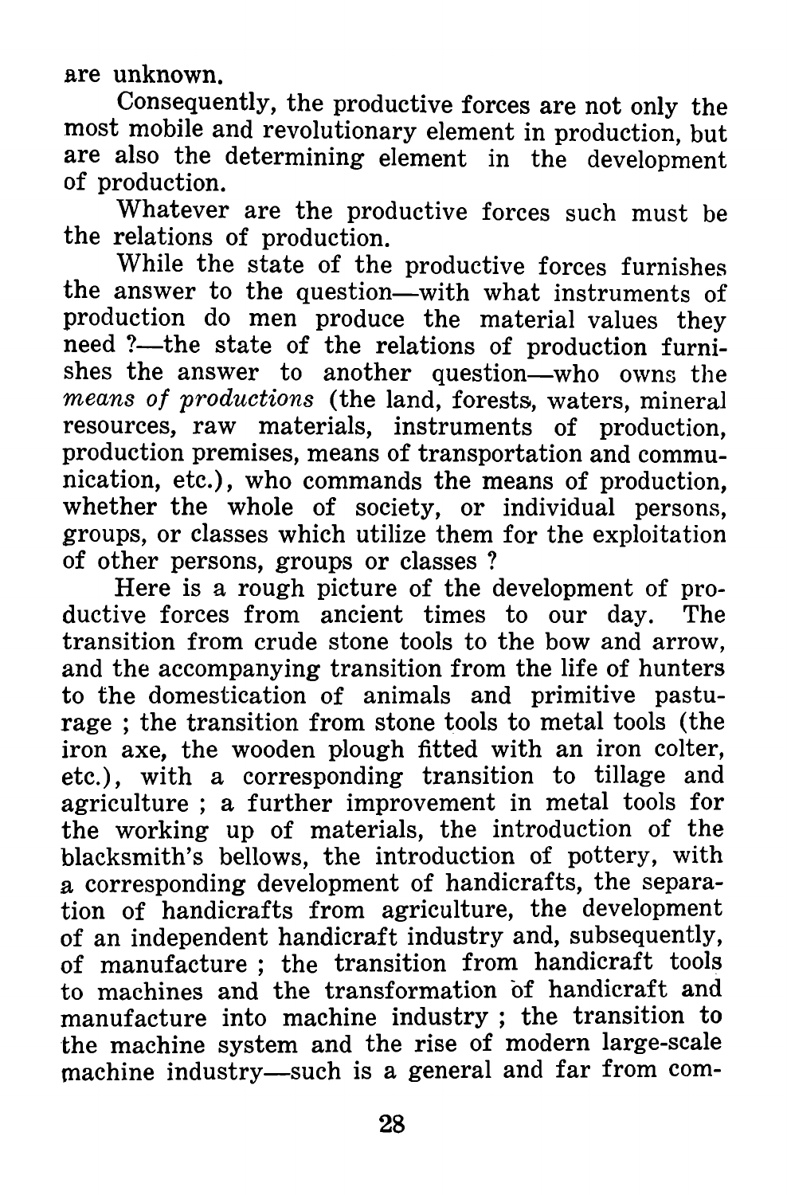are unknown.

Consequently, the productive forces are not only the most mobile and revolutionary element in production, but are also the determining element in the development of production.

Whatever are the productive forces such must be the relations of production.

While the state of the productive forces furnishes the answer to the question—with what instruments of production do men produce the material values they need ?—the state of the relations of production furnishes the answer to another question—who owns the *means of productions* (the land, forests, waters, mineral resources, raw materials, instruments of production, production premises, means of transportation and communication, etc.), who commands the means of production, whether the whole of society, or individual persons, groups, or classes which utilize them for the exploitation of other persons, groups or classes ?

Here is a rough picture of the development of productive forces from ancient times to our day. The transition from crude stone tools to the bow and arrow, and the accompanying transition from the life of hunters to the domestication of animals and primitive pasturage ; the transition from stone tools to metal tools (the iron axe, the wooden plough fitted with an iron colter, etc.), with a corresponding transition to tillage and agriculture ; a further improvement in metal tools for the working up of materials, the introduction of the blacksmith's bellows, the introduction of pottery, with a corresponding development of handicrafts, the separation of handicrafts from agriculture, the development of an independent handicraft industry and, subsequently, of manufacture ; the transition from handicraft tools to machines and the transformation of handicraft and manufacture into machine industry ; the transition to the machine system and the rise of modern large-scale machine industry—such is a general and far from com-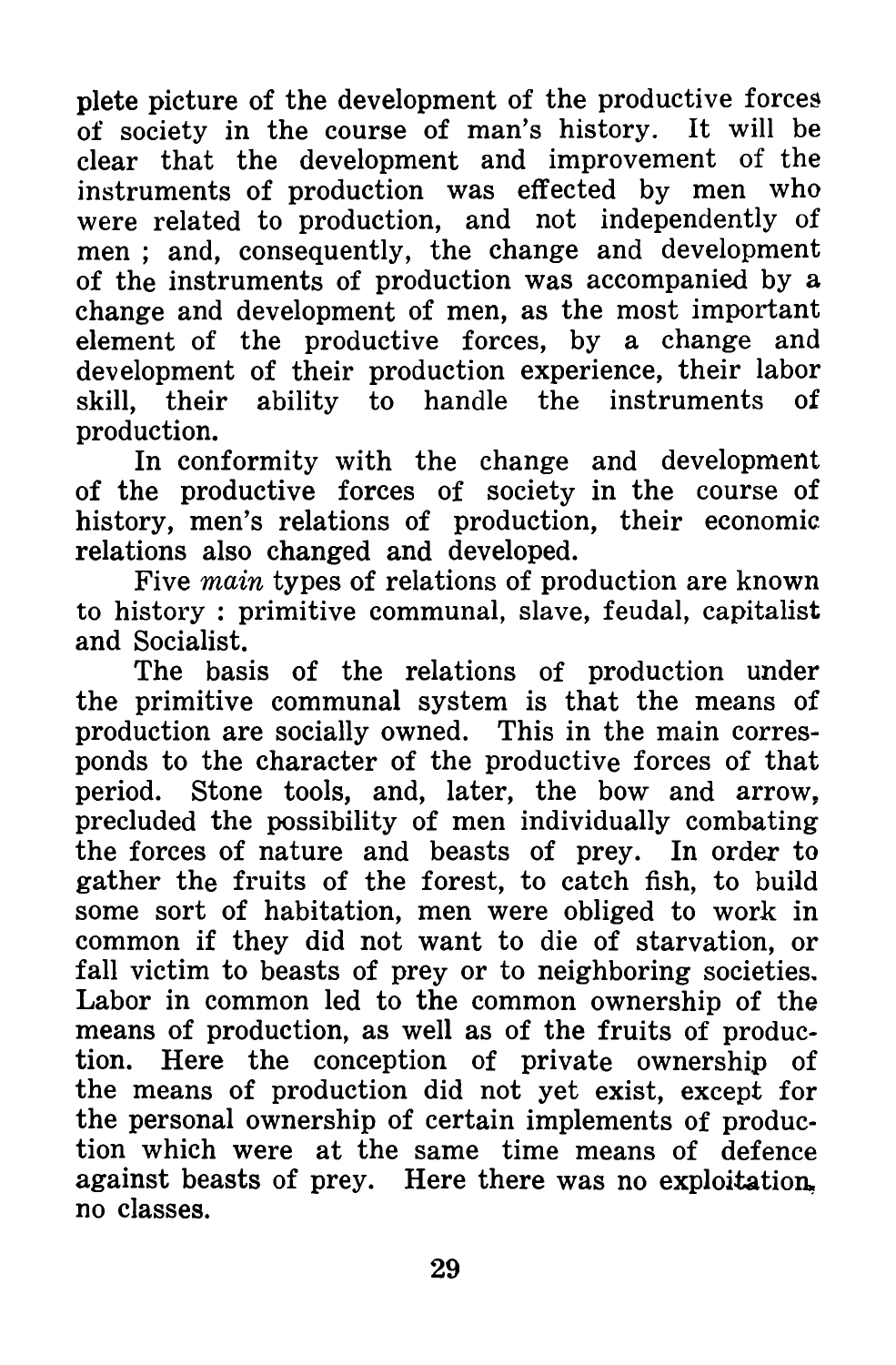plete picture of the development of the productive forces of society in the course of man's history. It will be clear that the development and improvement of the instruments of production was effected by men who were related to production, and not independently of men ; and, consequently, the change and development of the instruments of production was accompanied by a change and development of men, as the most important element of the productive forces, by a change and development of their production experience, their labor skill, their ability to handle the instruments of production.

In conformity with the change and development of the productive forces of society in the course of history, men's relations of production, their economic relations also changed and developed.

Five *main* types of relations of production are known to history : primitive communal, slave, feudal, capitalist and Socialist.

The basis of the relations of production under the primitive communal system is that the means of production are socially owned. This in the main corresponds to the character of the productive forces of that period. Stone tools, and, later, the bow and arrow, precluded the possibility of men individually combating the forces of nature and beasts of prey. In order to gather the fruits of the forest, to catch fish, to build some sort of habitation, men were obliged to work in common if they did not want to die of starvation, or fall victim to beasts of prey or to neighboring societies. Labor in common led to the common ownership of the means of production, as well as of the fruits of production. Here the conception of private ownership of the means of production did not yet exist, except for the personal ownership of certain implements of production which were at the same time means of defence against beasts of prey. Here there was no exploitation, no classes.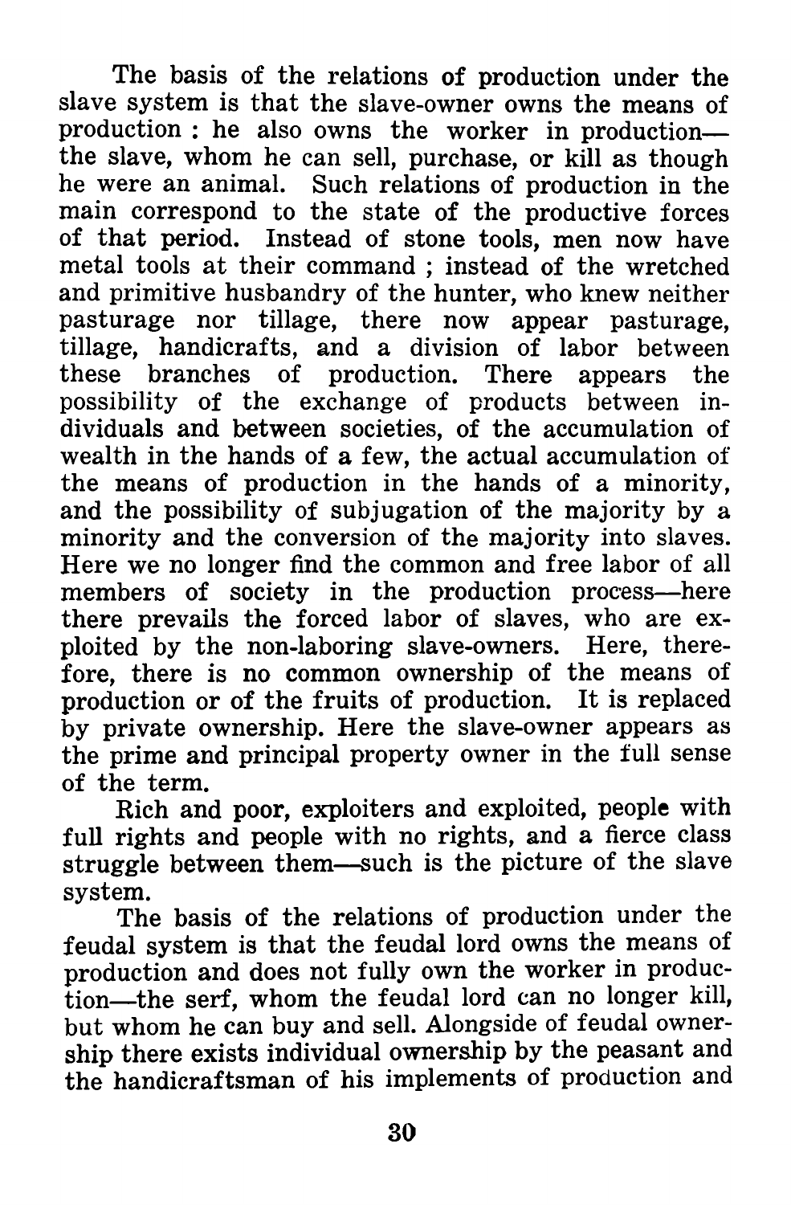The basis of the relations of production under the slave system is that the slave-owner owns the means of production : he also owns the worker in production—the slave, whom he can sell, purchase, or kill as though he were an animal. Such relations of production in the main correspond to the state of the productive forces of that period. Instead of stone tools, men now have metal tools at their command ; instead of the wretched and primitive husbandry of the hunter, who knew neither pasturage nor tillage, there now appear pasturage, tillage, handicrafts, and a division of labor between these branches of production. There appears the possibility of the exchange of products between individuals and between societies, of the accumulation of wealth in the hands of a few, the actual accumulation of the means of production in the hands of a minority, and the possibility of subjugation of the majority by a minority and the conversion of the majority into slaves. Here we no longer find the common and free labor of all members of society in the production process—here there prevails the forced labor of slaves, who are exploited by the non-laboring slave-owners. Here, therefore, there is no common ownership of the means of production or of the fruits of production. It is replaced by private ownership. Here the slave-owner appears as the prime and principal property owner in the full sense of the term.

Rich and poor, exploiters and exploited, people with full rights and people with no rights, and a fierce class struggle between them—such is the picture of the slave system.

The basis of the relations of production under the feudal system is that the feudal lord owns the means of production and does not fully own the worker in production—the serf, whom the feudal lord can no longer kill, but whom he can buy and sell. Alongside of feudal ownership there exists individual ownership by the peasant and the handicraftsman of his implements of production and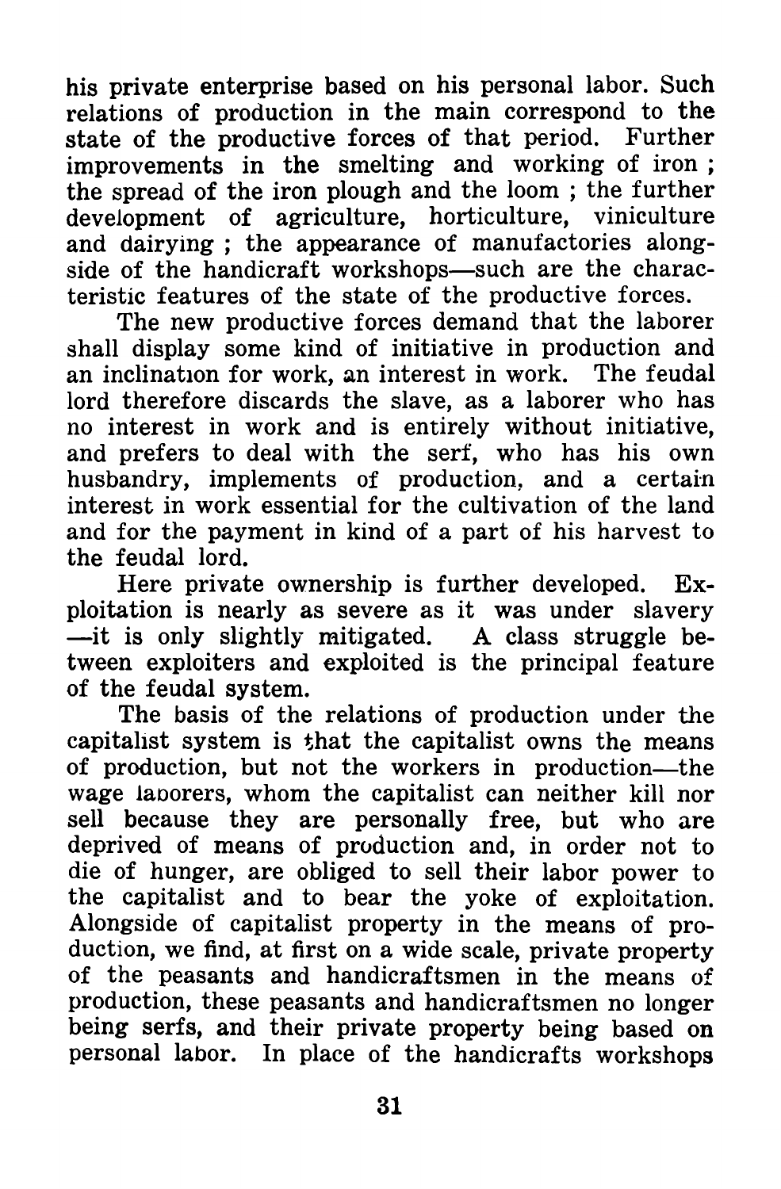his private enterprise based on his personal labor. Such relations of production in the main correspond to the state of the productive forces of that period. Further improvements in the smelting and working of iron; the spread of the iron plough and the loom; the further development of agriculture, horticulture, viniculture and dairying; the appearance of manufactories alongside of the handicraft workshops—such are the characteristic features of the state of the productive forces.

The new productive forces demand that the laborer shall display some kind of initiative in production and an inclination for work, an interest in work. The feudal lord therefore discards the slave, as a laborer who has no interest in work and is entirely without initiative, and prefers to deal with the serf, who has his own husbandry, implements of production, and a certain interest in work essential for the cultivation of the land and for the payment in kind of a part of his harvest to the feudal lord.

Here private ownership is further developed. Exploitation is nearly as severe as it was under slavery—it is only slightly mitigated. A class struggle between exploiters and exploited is the principal feature of the feudal system.

The basis of the relations of production under the capitalist system is that the capitalist owns the means of production, but not the workers in production—the wage laborers, whom the capitalist can neither kill nor sell because they are personally free, but who are deprived of means of production and, in order not to die of hunger, are obliged to sell their labor power to the capitalist and to bear the yoke of exploitation. Alongside of capitalist property in the means of production, we find, at first on a wide scale, private property of the peasants and handicraftsmen in the means of production, these peasants and handicraftsmen no longer being serfs, and their private property being based on personal labor. In place of the handicrafts workshops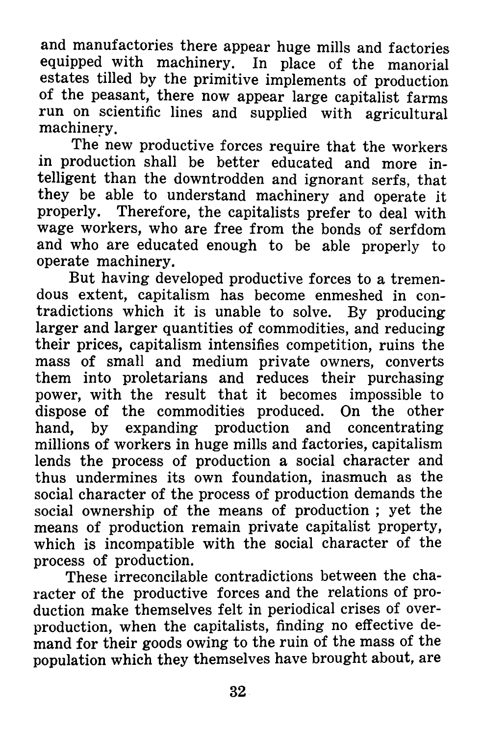and manufactories there appear huge mills and factories equipped with machinery. In place of the manorial estates tilled by the primitive implements of production of the peasant, there now appear large capitalist farms run on scientific lines and supplied with agricultural machinery.

The new productive forces require that the workers in production shall be better educated and more intelligent than the downtrodden and ignorant serfs, that they be able to understand machinery and operate it properly. Therefore, the capitalists prefer to deal with wage workers, who are free from the bonds of serfdom and who are educated enough to be able properly to operate machinery.

But having developed productive forces to a tremendous extent, capitalism has become enmeshed in contradictions which it is unable to solve. By producing larger and larger quantities of commodities, and reducing their prices, capitalism intensifies competition, ruins the mass of small and medium private owners, converts them into proletarians and reduces their purchasing power, with the result that it becomes impossible to dispose of the commodities produced. On the other hand, by expanding production and concentrating millions of workers in huge mills and factories, capitalism lends the process of production a social character and thus undermines its own foundation, inasmuch as the social character of the process of production demands the social ownership of the means of production ; yet the means of production remain private capitalist property, which is incompatible with the social character of the process of production.

These irreconcilable contradictions between the character of the productive forces and the relations of production make themselves felt in periodical crises of overproduction, when the capitalists, finding no effective demand for their goods owing to the ruin of the mass of the population which they themselves have brought about, are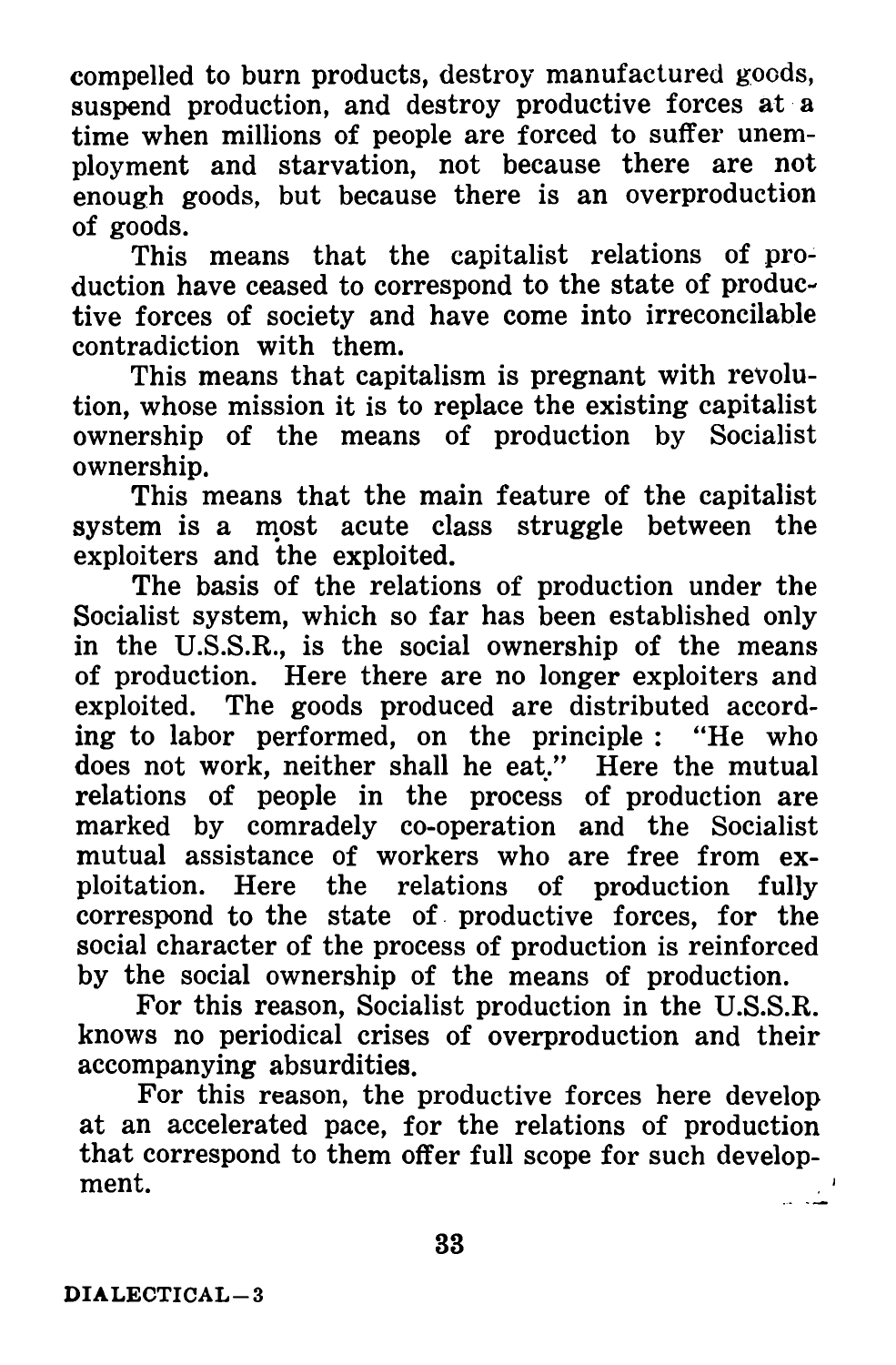compelled to burn products, destroy manufactured goods, suspend production, and destroy productive forces at a time when millions of people are forced to suffer unemployment and starvation, not because there are not enough goods, but because there is an overproduction of goods.

This means that the capitalist relations of production have ceased to correspond to the state of productive forces of society and have come into irreconcilable contradiction with them.

This means that capitalism is pregnant with revolution, whose mission it is to replace the existing capitalist ownership of the means of production by Socialist ownership.

This means that the main feature of the capitalist system is a most acute class struggle between the exploiters and the exploited.

The basis of the relations of production under the Socialist system, which so far has been established only in the U.S.S.R., is the social ownership of the means of production. Here there are no longer exploiters and exploited. The goods produced are distributed according to labor performed, on the principle : "He who does not work, neither shall he eat." Here the mutual relations of people in the process of production are marked by comradely co-operation and the Socialist mutual assistance of workers who are free from exploitation. Here the relations of production fully correspond to the state of productive forces, for the social character of the process of production is reinforced by the social ownership of the means of production.

For this reason, Socialist production in the U.S.S.R. knows no periodical crises of overproduction and their accompanying absurdities.

For this reason, the productive forces here develop at an accelerated pace, for the relations of production that correspond to them offer full scope for such development.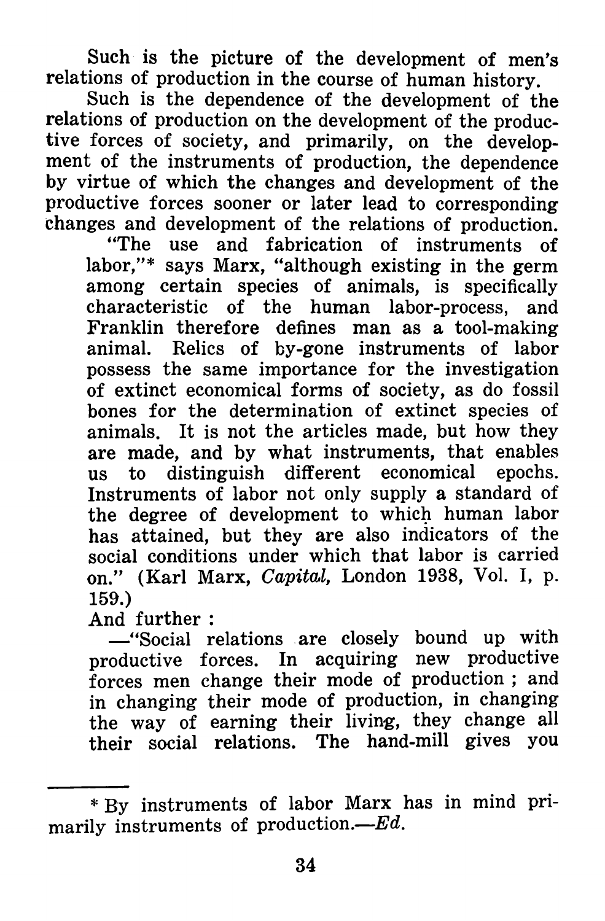Such is the picture of the development of men's relations of production in the course of human history.

Such is the dependence of the development of the relations of production on the development of the productive forces of society, and primarily, on the development of the instruments of production, the dependence by virtue of which the changes and development of the productive forces sooner or later lead to corresponding changes and development of the relations of production.

> "The use and fabrication of instruments of labor,"* says Marx, "although existing in the germ among certain species of animals, is specifically characteristic of the human labor-process, and Franklin therefore defines man as a tool-making animal. Relics of by-gone instruments of labor possess the same importance for the investigation of extinct economical forms of society, as do fossil bones for the determination of extinct species of animals. It is not the articles made, but how they are made, and by what instruments, that enables us to distinguish different economical epochs. Instruments of labor not only supply a standard of the degree of development to which human labor has attained, but they are also indicators of the social conditions under which that labor is carried on." (Karl Marx, *Capital*, London 1938, Vol. I, p. 159.)

And further :

> —"Social relations are closely bound up with productive forces. In acquiring new productive forces men change their mode of production ; and in changing their mode of production, in changing the way of earning their living, they change all their social relations. The hand-mill gives you

---

\* By instruments of labor Marx has in mind primarily instruments of production.—*Ed.*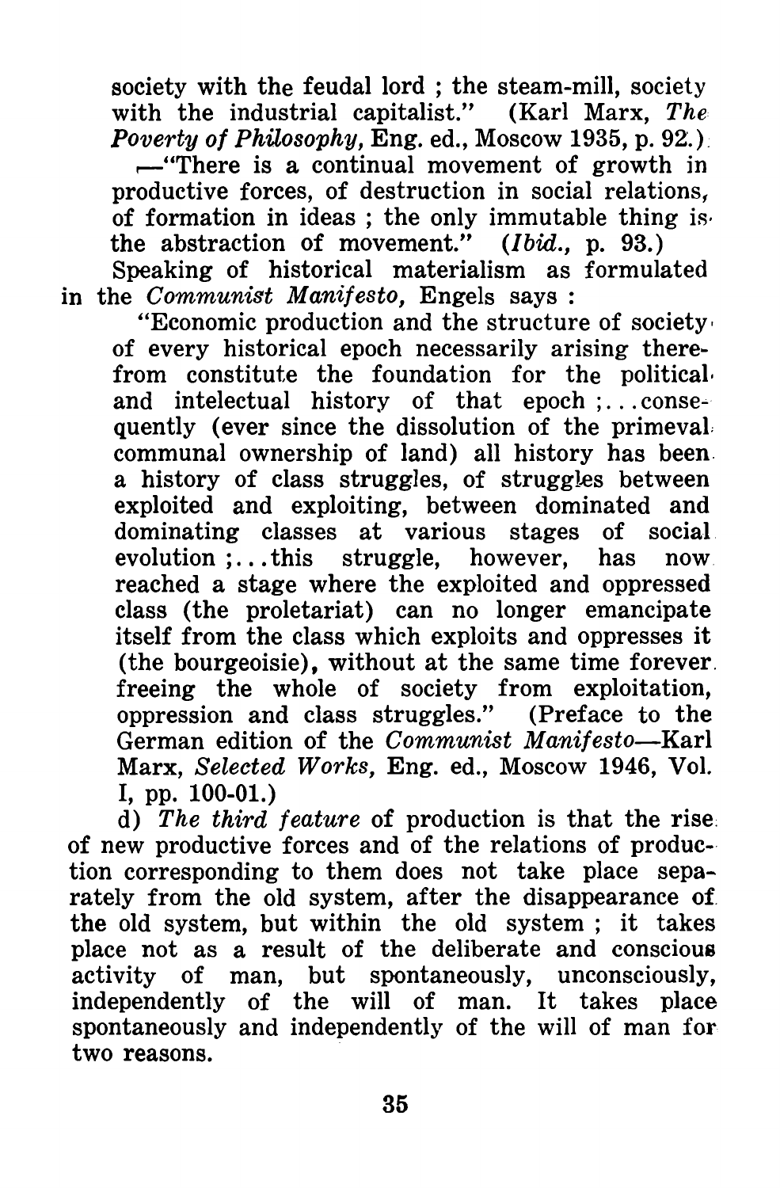society with the feudal lord ; the steam-mill, society with the industrial capitalist." (Karl Marx, *The Poverty of Philosophy*, Eng. ed., Moscow 1935, p. 92.)

—"There is a continual movement of growth in productive forces, of destruction in social relations, of formation in ideas ; the only immutable thing is the abstraction of movement." (*Ibid.*, p. 93.)

Speaking of historical materialism as formulated in the *Communist Manifesto*, Engels says :

"Economic production and the structure of society of every historical epoch necessarily arising therefrom constitute the foundation for the political and intelectual history of that epoch ;...consequently (ever since the dissolution of the primeval communal ownership of land) all history has been a history of class struggles, of struggles between exploited and exploiting, between dominated and dominating classes at various stages of social evolution ;...this struggle, however, has now reached a stage where the exploited and oppressed class (the proletariat) can no longer emancipate itself from the class which exploits and oppresses it (the bourgeoisie), without at the same time forever freeing the whole of society from exploitation, oppression and class struggles." (Preface to the German edition of the *Communist Manifesto*—Karl Marx, *Selected Works*, Eng. ed., Moscow 1946, Vol. I, pp. 100-01.)

d) *The third feature* of production is that the rise of new productive forces and of the relations of production corresponding to them does not take place separately from the old system, after the disappearance of the old system, but within the old system ; it takes place not as a result of the deliberate and conscious activity of man, but spontaneously, unconsciously, independently of the will of man. It takes place spontaneously and independently of the will of man for two reasons.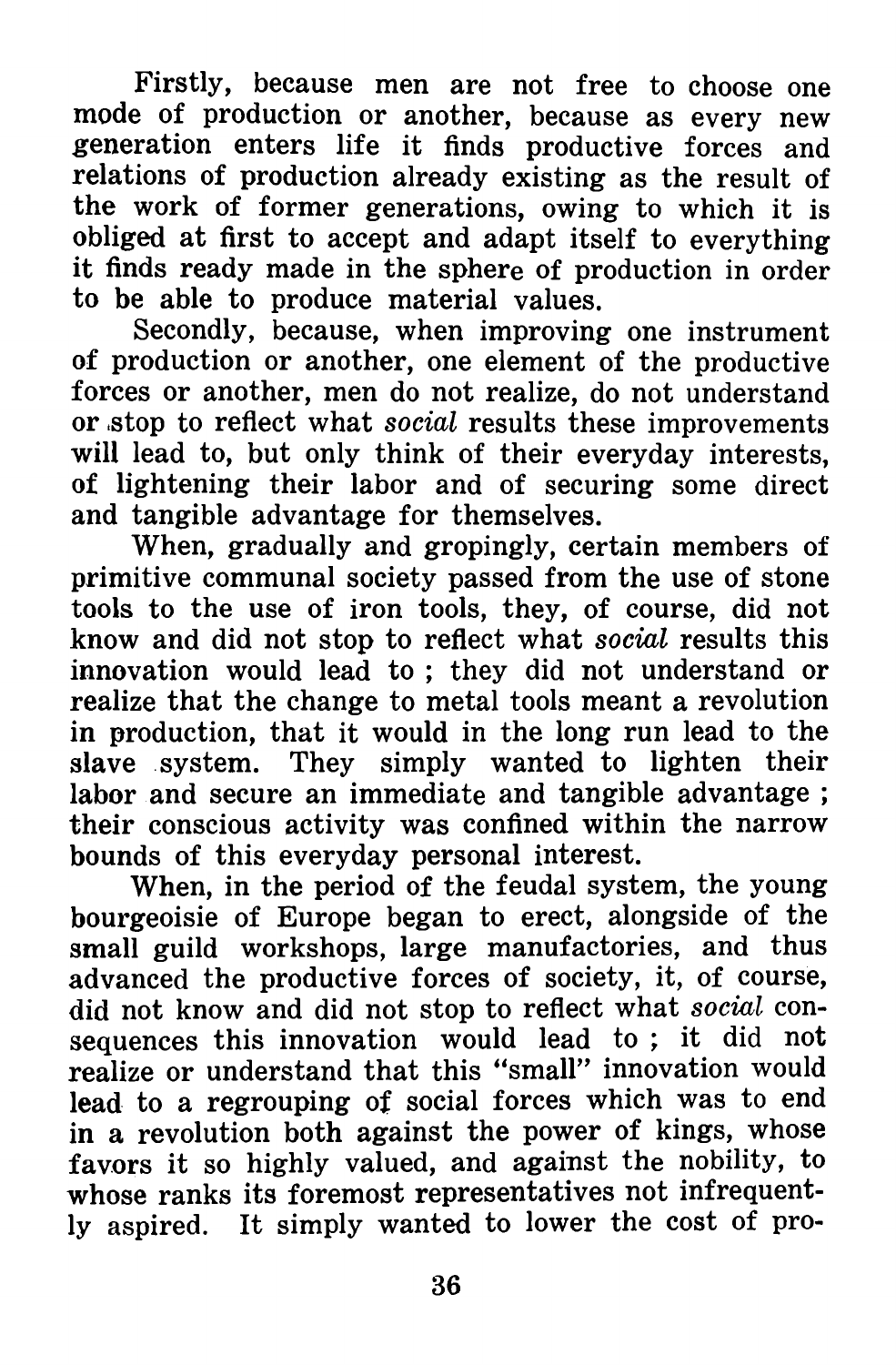Firstly, because men are not free to choose one mode of production or another, because as every new generation enters life it finds productive forces and relations of production already existing as the result of the work of former generations, owing to which it is obliged at first to accept and adapt itself to everything it finds ready made in the sphere of production in order to be able to produce material values.

Secondly, because, when improving one instrument of production or another, one element of the productive forces or another, men do not realize, do not understand or stop to reflect what *social* results these improvements will lead to, but only think of their everyday interests, of lightening their labor and of securing some direct and tangible advantage for themselves.

When, gradually and gropingly, certain members of primitive communal society passed from the use of stone tools to the use of iron tools, they, of course, did not know and did not stop to reflect what *social* results this innovation would lead to ; they did not understand or realize that the change to metal tools meant a revolution in production, that it would in the long run lead to the slave system. They simply wanted to lighten their labor and secure an immediate and tangible advantage ; their conscious activity was confined within the narrow bounds of this everyday personal interest.

When, in the period of the feudal system, the young bourgeoisie of Europe began to erect, alongside of the small guild workshops, large manufactories, and thus advanced the productive forces of society, it, of course, did not know and did not stop to reflect what *social* consequences this innovation would lead to ; it did not realize or understand that this "small" innovation would lead to a regrouping of social forces which was to end in a revolution both against the power of kings, whose favors it so highly valued, and against the nobility, to whose ranks its foremost representatives not infrequently aspired. It simply wanted to lower the cost of pro-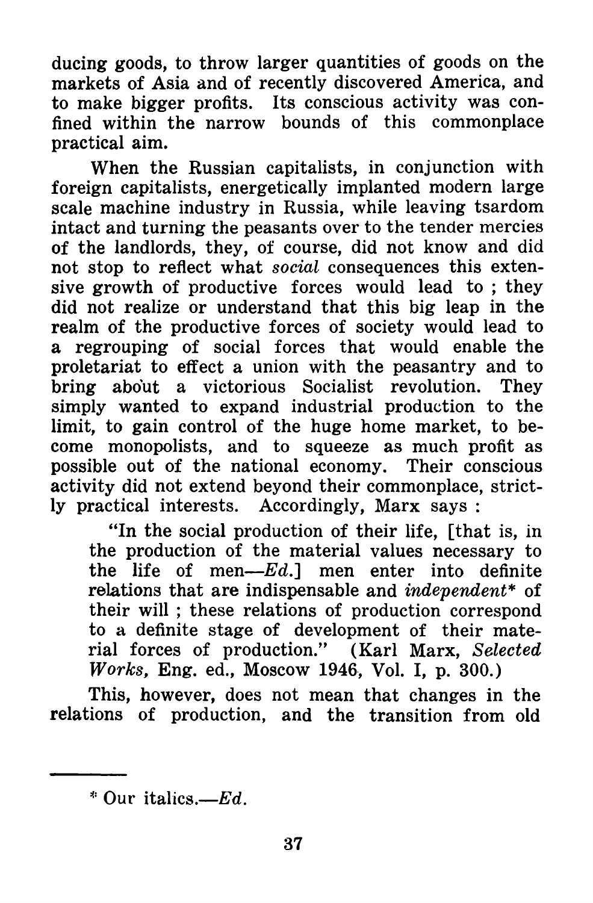ducing goods, to throw larger quantities of goods on the markets of Asia and of recently discovered America, and to make bigger profits. Its conscious activity was confined within the narrow bounds of this commonplace practical aim.

When the Russian capitalists, in conjunction with foreign capitalists, energetically implanted modern large scale machine industry in Russia, while leaving tsardom intact and turning the peasants over to the tender mercies of the landlords, they, of course, did not know and did not stop to reflect what *social* consequences this extensive growth of productive forces would lead to ; they did not realize or understand that this big leap in the realm of the productive forces of society would lead to a regrouping of social forces that would enable the proletariat to effect a union with the peasantry and to bring about a victorious Socialist revolution. They simply wanted to expand industrial production to the limit, to gain control of the huge home market, to become monopolists, and to squeeze as much profit as possible out of the national economy. Their conscious activity did not extend beyond their commonplace, strictly practical interests. Accordingly, Marx says :

> "In the social production of their life, [that is, in the production of the material values necessary to the life of men—*Ed.*] men enter into definite relations that are indispensable and *independent** of their will ; these relations of production correspond to a definite stage of development of their material forces of production." (Karl Marx, *Selected Works,* Eng. ed., Moscow 1946, Vol. I, p. 300.)

This, however, does not mean that changes in the relations of production, and the transition from old

---

* Our italics.—*Ed.*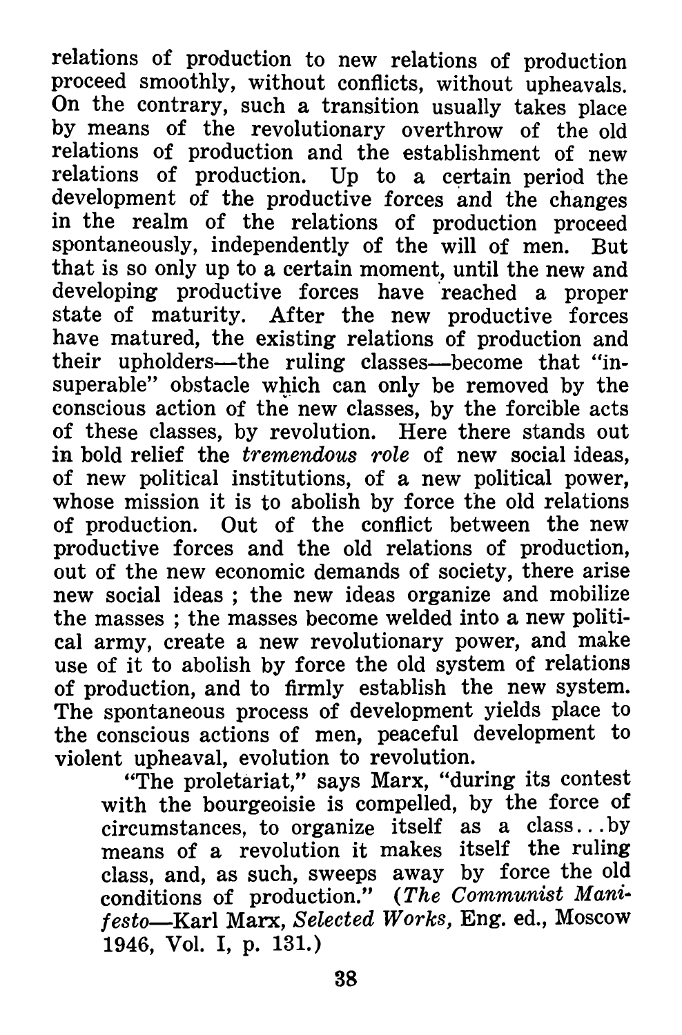relations of production to new relations of production proceed smoothly, without conflicts, without upheavals. On the contrary, such a transition usually takes place by means of the revolutionary overthrow of the old relations of production and the establishment of new relations of production. Up to a certain period the development of the productive forces and the changes in the realm of the relations of production proceed spontaneously, independently of the will of men. But that is so only up to a certain moment, until the new and developing productive forces have reached a proper state of maturity. After the new productive forces have matured, the existing relations of production and their upholders—the ruling classes—become that "insuperable" obstacle which can only be removed by the conscious action of the new classes, by the forcible acts of these classes, by revolution. Here there stands out in bold relief the *tremendous role* of new social ideas, of new political institutions, of a new political power, whose mission it is to abolish by force the old relations of production. Out of the conflict between the new productive forces and the old relations of production, out of the new economic demands of society, there arise new social ideas ; the new ideas organize and mobilize the masses ; the masses become welded into a new political army, create a new revolutionary power, and make use of it to abolish by force the old system of relations of production, and to firmly establish the new system. The spontaneous process of development yields place to the conscious actions of men, peaceful development to violent upheaval, evolution to revolution.

> "The proletariat," says Marx, "during its contest with the bourgeoisie is compelled, by the force of circumstances, to organize itself as a class...by means of a revolution it makes itself the ruling class, and, as such, sweeps away by force the old conditions of production." (*The Communist Manifesto*—Karl Marx, *Selected Works*, Eng. ed., Moscow 1946, Vol. I, p. 131.)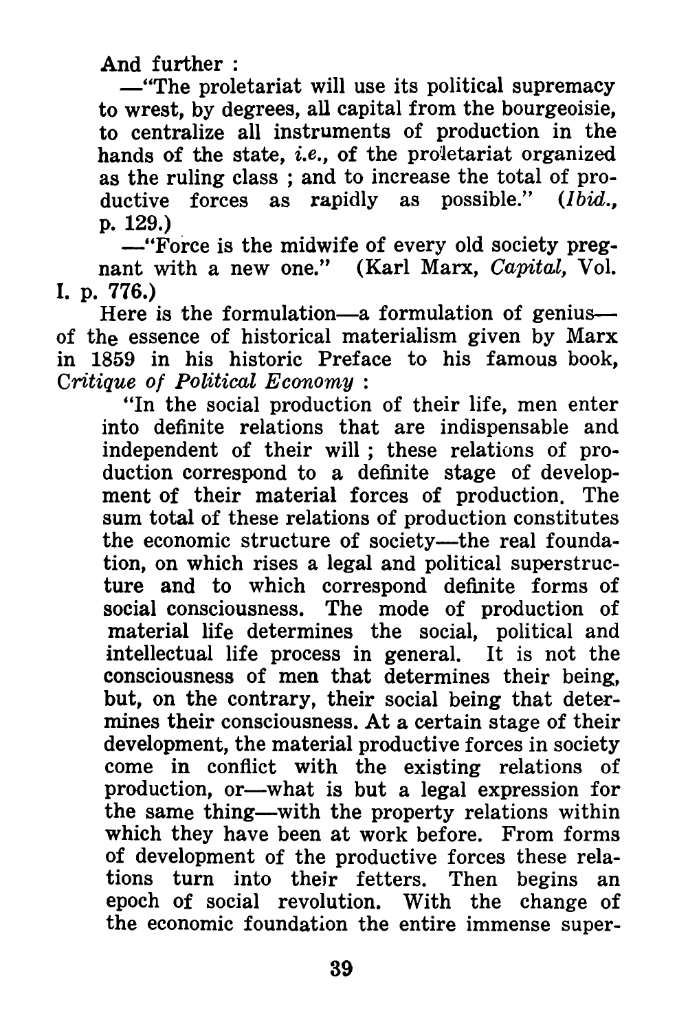And further :

—"The proletariat will use its political supremacy to wrest, by degrees, all capital from the bourgeoisie, to centralize all instruments of production in the hands of the state, *i.e.*, of the proletariat organized as the ruling class ; and to increase the total of productive forces as rapidly as possible." (*Ibid.*, p. 129.)

—"Force is the midwife of every old society pregnant with a new one." (Karl Marx, *Capital*, Vol. I. p. 776.)

Here is the formulation—a formulation of genius—of the essence of historical materialism given by Marx in 1859 in his historic Preface to his famous book, *Critique of Political Economy* :

> "In the social production of their life, men enter into definite relations that are indispensable and independent of their will ; these relations of production correspond to a definite stage of development of their material forces of production. The sum total of these relations of production constitutes the economic structure of society—the real foundation, on which rises a legal and political superstructure and to which correspond definite forms of social consciousness. The mode of production of material life determines the social, political and intellectual life process in general. It is not the consciousness of men that determines their being, but, on the contrary, their social being that determines their consciousness. At a certain stage of their development, the material productive forces in society come in conflict with the existing relations of production, or—what is but a legal expression for the same thing—with the property relations within which they have been at work before. From forms of development of the productive forces these relations turn into their fetters. Then begins an epoch of social revolution. With the change of the economic foundation the entire immense super-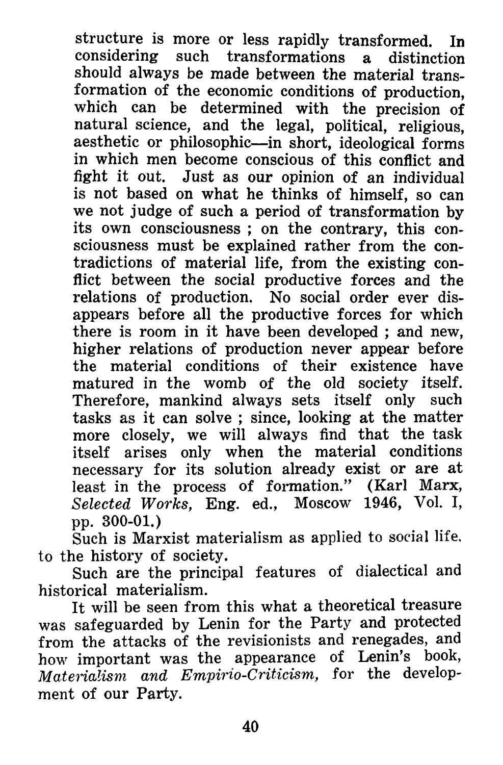structure is more or less rapidly transformed. In considering such transformations a distinction should always be made between the material transformation of the economic conditions of production, which can be determined with the precision of natural science, and the legal, political, religious, aesthetic or philosophic—in short, ideological forms in which men become conscious of this conflict and fight it out. Just as our opinion of an individual is not based on what he thinks of himself, so can we not judge of such a period of transformation by its own consciousness ; on the contrary, this consciousness must be explained rather from the contradictions of material life, from the existing conflict between the social productive forces and the relations of production. No social order ever disappears before all the productive forces for which there is room in it have been developed ; and new, higher relations of production never appear before the material conditions of their existence have matured in the womb of the old society itself. Therefore, mankind always sets itself only such tasks as it can solve ; since, looking at the matter more closely, we will always find that the task itself arises only when the material conditions necessary for its solution already exist or are at least in the process of formation." (Karl Marx, *Selected Works,* Eng. ed., Moscow 1946, Vol. I, pp. 300-01.)

Such is Marxist materialism as applied to social life, to the history of society.

Such are the principal features of dialectical and historical materialism.

It will be seen from this what a theoretical treasure was safeguarded by Lenin for the Party and protected from the attacks of the revisionists and renegades, and how important was the appearance of Lenin's book, *Materialism and Empirio-Criticism,* for the development of our Party.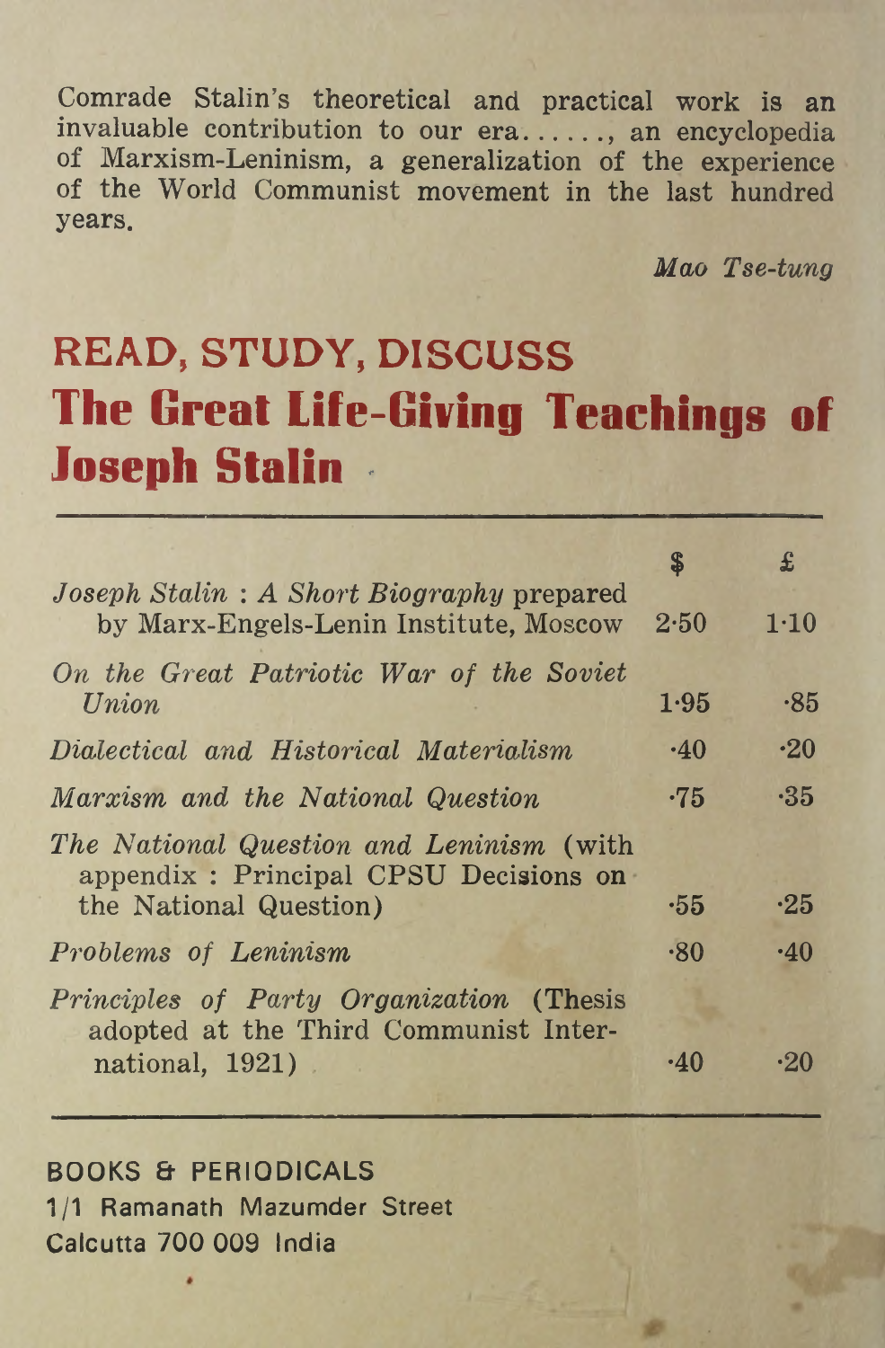Comrade Stalin's theoretical and practical work is an invaluable contribution to our era......, an encyclopedia of Marxism-Leninism, a generalization of the experience of the World Communist movement in the last hundred years.

*Mao Tse-tung*

# READ, STUDY, DISCUSS
# The Great Life-Giving Teachings of Joseph Stalin

| | $ | £ |
|---|---|---|
| *Joseph Stalin : A Short Biography* prepared by Marx-Engels-Lenin Institute, Moscow | 2·50 | 1·10 |
| *On the Great Patriotic War of the Soviet Union* | 1·95 | ·85 |
| *Dialectical and Historical Materialism* | ·40 | ·20 |
| *Marxism and the National Question* | ·75 | ·35 |
| *The National Question and Leninism* (with appendix : Principal CPSU Decisions on the National Question) | ·55 | ·25 |
| *Problems of Leninism* | ·80 | ·40 |
| *Principles of Party Organization* (Thesis adopted at the Third Communist International, 1921) | ·40 | ·20 |

**BOOKS & PERIODICALS**
1/1 Ramanath Mazumder Street
Calcutta 700 009 India